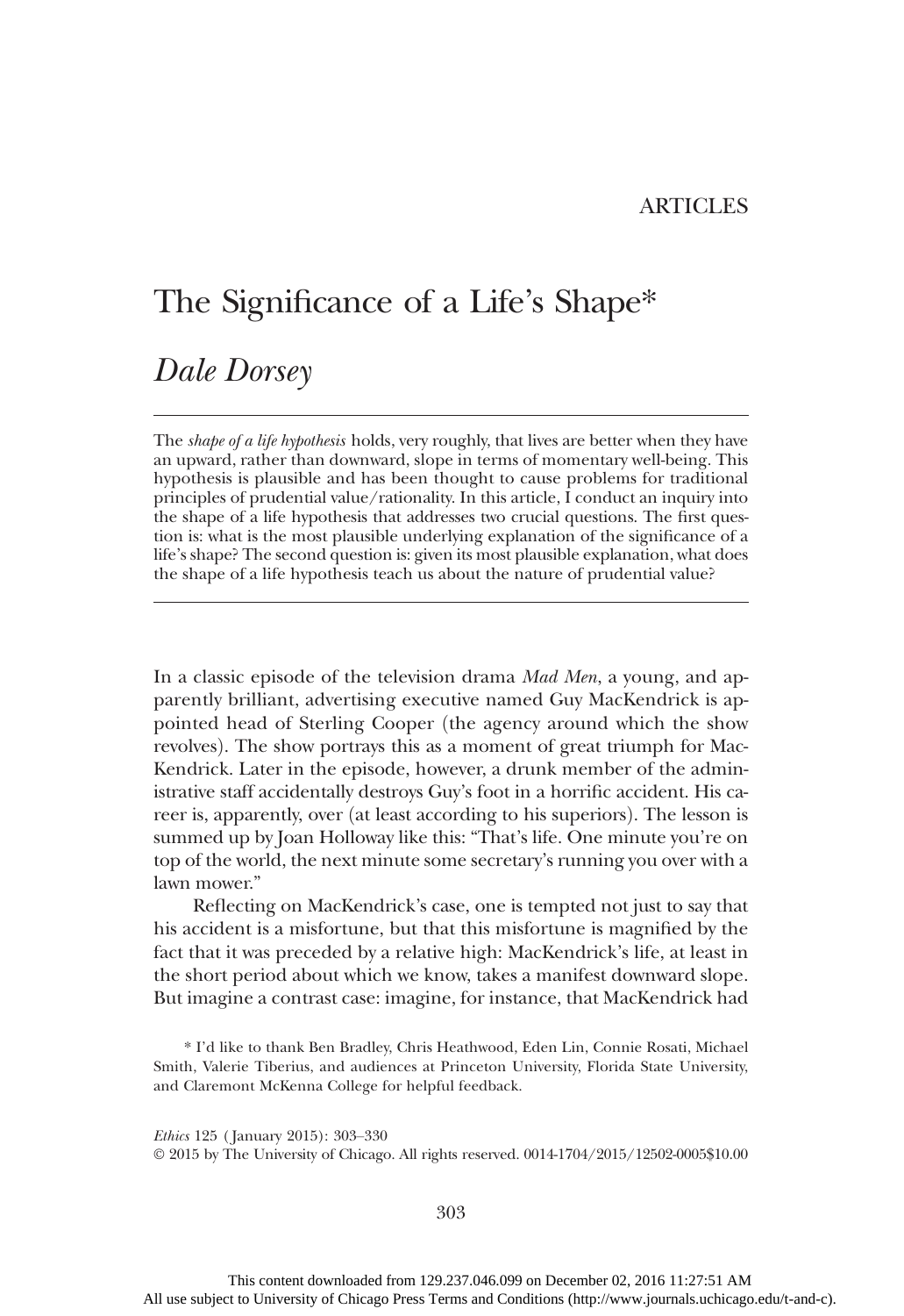ARTICLES

# The Significance of a Life's Shape*

## *Dale Dorsey*

The *shape of a life hypothesis* holds, very roughly, that lives are better when they have an upward, rather than downward, slope in terms of momentary well-being. This hypothesis is plausible and has been thought to cause problems for traditional principles of prudential value/rationality. In this article, I conduct an inquiry into the shape of a life hypothesis that addresses two crucial questions. The first question is: what is the most plausible underlying explanation of the significance of a life's shape? The second question is: given its most plausible explanation, what does the shape of a life hypothesis teach us about the nature of prudential value?

In a classic episode of the television drama *Mad Men*, a young, and apparently brilliant, advertising executive named Guy MacKendrick is appointed head of Sterling Cooper (the agency around which the show revolves). The show portrays this as a moment of great triumph for MacKendrick. Later in the episode, however, a drunk member of the administrative staff accidentally destroys Guy's foot in a horrific accident. His career is, apparently, over (at least according to his superiors). The lesson is summed up by Joan Holloway like this: "That's life. One minute you're on top of the world, the next minute some secretary's running you over with a lawn mower."

Reflecting on MacKendrick's case, one is tempted not just to say that his accident is a misfortune, but that this misfortune is magnified by the fact that it was preceded by a relative high: MacKendrick's life, at least in the short period about which we know, takes a manifest downward slope. But imagine a contrast case: imagine, for instance, that MacKendrick had

\* I'd like to thank Ben Bradley, Chris Heathwood, Eden Lin, Connie Rosati, Michael Smith, Valerie Tiberius, and audiences at Princeton University, Florida State University, and Claremont McKenna College for helpful feedback.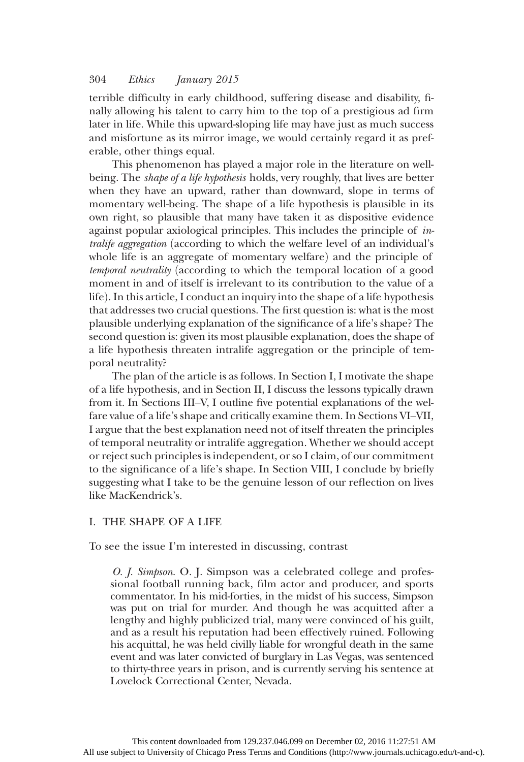terrible difficulty in early childhood, suffering disease and disability, finally allowing his talent to carry him to the top of a prestigious ad firm later in life. While this upward-sloping life may have just as much success and misfortune as its mirror image, we would certainly regard it as preferable, other things equal.

This phenomenon has played a major role in the literature on well-being. The *shape of a life hypothesis* holds, very roughly, that lives are better when they have an upward, rather than downward, slope in terms of momentary well-being. The shape of a life hypothesis is plausible in its own right, so plausible that many have taken it as dispositive evidence against popular axiological principles. This includes the principle of *intralife aggregation* (according to which the welfare level of an individual's whole life is an aggregate of momentary welfare) and the principle of *temporal neutrality* (according to which the temporal location of a good moment in and of itself is irrelevant to its contribution to the value of a life). In this article, I conduct an inquiry into the shape of a life hypothesis that addresses two crucial questions. The first question is: what is the most plausible underlying explanation of the significance of a life's shape? The second question is: given its most plausible explanation, does the shape of a life hypothesis threaten intralife aggregation or the principle of temporal neutrality?

The plan of the article is as follows. In Section I, I motivate the shape of a life hypothesis, and in Section II, I discuss the lessons typically drawn from it. In Sections III–V, I outline five potential explanations of the welfare value of a life's shape and critically examine them. In Sections VI–VII, I argue that the best explanation need not of itself threaten the principles of temporal neutrality or intralife aggregation. Whether we should accept or reject such principles is independent, or so I claim, of our commitment to the significance of a life's shape. In Section VIII, I conclude by briefly suggesting what I take to be the genuine lesson of our reflection on lives like MacKendrick's.

## I. THE SHAPE OF A LIFE

To see the issue I'm interested in discussing, contrast

> *O. J. Simpson.* O. J. Simpson was a celebrated college and professional football running back, film actor and producer, and sports commentator. In his mid-forties, in the midst of his success, Simpson was put on trial for murder. And though he was acquitted after a lengthy and highly publicized trial, many were convinced of his guilt, and as a result his reputation had been effectively ruined. Following his acquittal, he was held civilly liable for wrongful death in the same event and was later convicted of burglary in Las Vegas, was sentenced to thirty-three years in prison, and is currently serving his sentence at Lovelock Correctional Center, Nevada.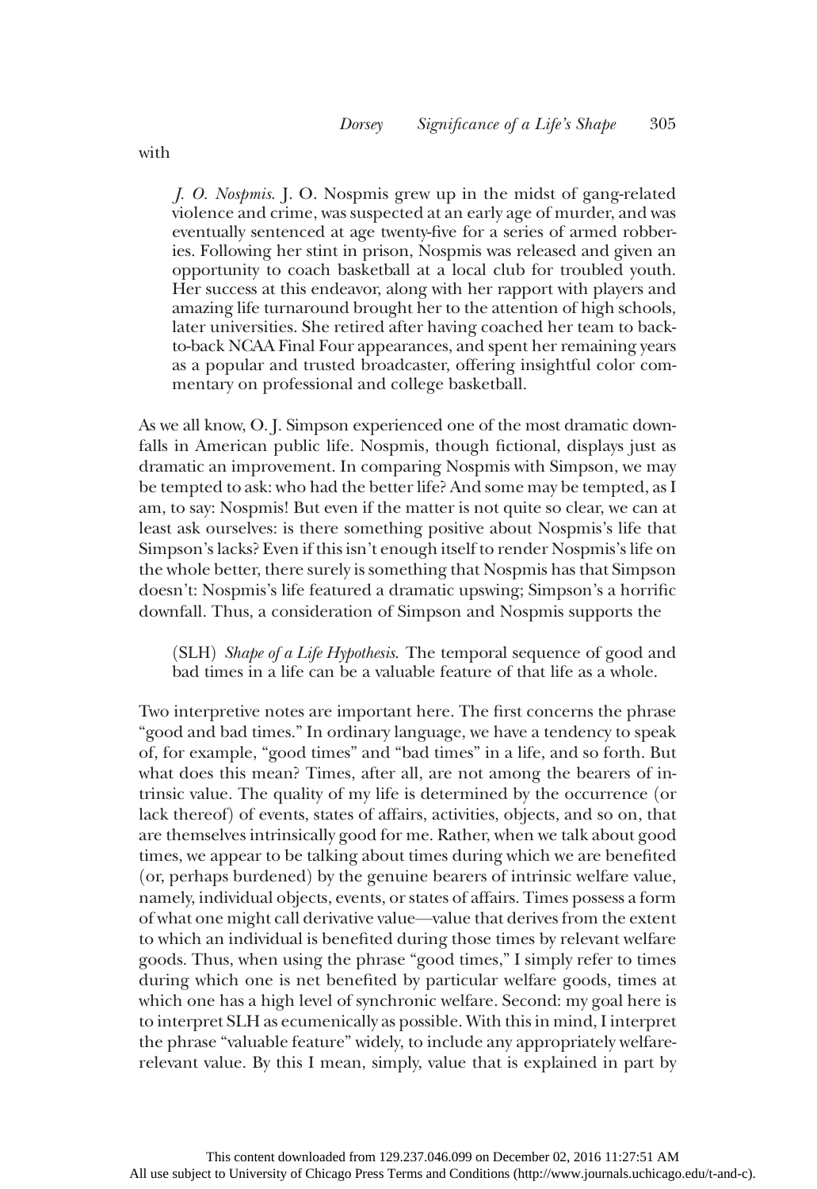with

> *J. O. Nospmis.* J. O. Nospmis grew up in the midst of gang-related violence and crime, was suspected at an early age of murder, and was eventually sentenced at age twenty-five for a series of armed robberies. Following her stint in prison, Nospmis was released and given an opportunity to coach basketball at a local club for troubled youth. Her success at this endeavor, along with her rapport with players and amazing life turnaround brought her to the attention of high schools, later universities. She retired after having coached her team to back-to-back NCAA Final Four appearances, and spent her remaining years as a popular and trusted broadcaster, offering insightful color commentary on professional and college basketball.

As we all know, O. J. Simpson experienced one of the most dramatic downfalls in American public life. Nospmis, though fictional, displays just as dramatic an improvement. In comparing Nospmis with Simpson, we may be tempted to ask: who had the better life? And some may be tempted, as I am, to say: Nospmis! But even if the matter is not quite so clear, we can at least ask ourselves: is there something positive about Nospmis's life that Simpson's lacks? Even if this isn't enough itself to render Nospmis's life on the whole better, there surely is something that Nospmis has that Simpson doesn't: Nospmis's life featured a dramatic upswing; Simpson's a horrific downfall. Thus, a consideration of Simpson and Nospmis supports the

> (SLH) *Shape of a Life Hypothesis.* The temporal sequence of good and bad times in a life can be a valuable feature of that life as a whole.

Two interpretive notes are important here. The first concerns the phrase "good and bad times." In ordinary language, we have a tendency to speak of, for example, "good times" and "bad times" in a life, and so forth. But what does this mean? Times, after all, are not among the bearers of intrinsic value. The quality of my life is determined by the occurrence (or lack thereof) of events, states of affairs, activities, objects, and so on, that are themselves intrinsically good for me. Rather, when we talk about good times, we appear to be talking about times during which we are benefited (or, perhaps burdened) by the genuine bearers of intrinsic welfare value, namely, individual objects, events, or states of affairs. Times possess a form of what one might call derivative value—value that derives from the extent to which an individual is benefited during those times by relevant welfare goods. Thus, when using the phrase "good times," I simply refer to times during which one is net benefited by particular welfare goods, times at which one has a high level of synchronic welfare. Second: my goal here is to interpret SLH as ecumenically as possible. With this in mind, I interpret the phrase "valuable feature" widely, to include any appropriately welfare-relevant value. By this I mean, simply, value that is explained in part by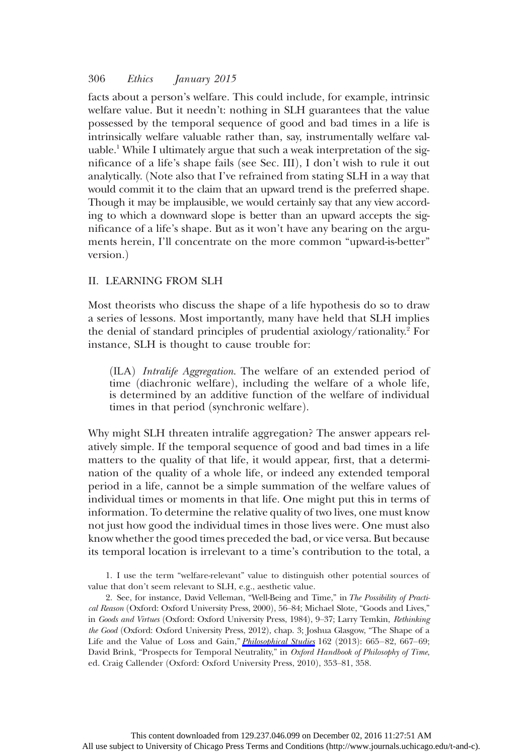facts about a person's welfare. This could include, for example, intrinsic welfare value. But it needn't: nothing in SLH guarantees that the value possessed by the temporal sequence of good and bad times in a life is intrinsically welfare valuable rather than, say, instrumentally welfare valuable.[1] While I ultimately argue that such a weak interpretation of the significance of a life's shape fails (see Sec. III), I don't wish to rule it out analytically. (Note also that I've refrained from stating SLH in a way that would commit it to the claim that an upward trend is the preferred shape. Though it may be implausible, we would certainly say that any view according to which a downward slope is better than an upward accepts the significance of a life's shape. But as it won't have any bearing on the arguments herein, I'll concentrate on the more common "upward-is-better" version.)

## II. LEARNING FROM SLH

Most theorists who discuss the shape of a life hypothesis do so to draw a series of lessons. Most importantly, many have held that SLH implies the denial of standard principles of prudential axiology/rationality.[2] For instance, SLH is thought to cause trouble for:

> (ILA) *Intralife Aggregation*. The welfare of an extended period of time (diachronic welfare), including the welfare of a whole life, is determined by an additive function of the welfare of individual times in that period (synchronic welfare).

Why might SLH threaten intralife aggregation? The answer appears relatively simple. If the temporal sequence of good and bad times in a life matters to the quality of that life, it would appear, first, that a determination of the quality of a whole life, or indeed any extended temporal period in a life, cannot be a simple summation of the welfare values of individual times or moments in that life. One might put this in terms of information. To determine the relative quality of two lives, one must know not just how good the individual times in those lives were. One must also know whether the good times preceded the bad, or vice versa. But because its temporal location is irrelevant to a time's contribution to the total, a

1. I use the term "welfare-relevant" value to distinguish other potential sources of value that don't seem relevant to SLH, e.g., aesthetic value.

2. See, for instance, David Velleman, "Well-Being and Time," in *The Possibility of Practical Reason* (Oxford: Oxford University Press, 2000), 56–84; Michael Slote, "Goods and Lives," in *Goods and Virtues* (Oxford: Oxford University Press, 1984), 9–37; Larry Temkin, *Rethinking the Good* (Oxford: Oxford University Press, 2012), chap. 3; Joshua Glasgow, "The Shape of a Life and the Value of Loss and Gain," *Philosophical Studies* 162 (2013): 665–82, 667–69; David Brink, "Prospects for Temporal Neutrality," in *Oxford Handbook of Philosophy of Time*, ed. Craig Callender (Oxford: Oxford University Press, 2010), 353–81, 358.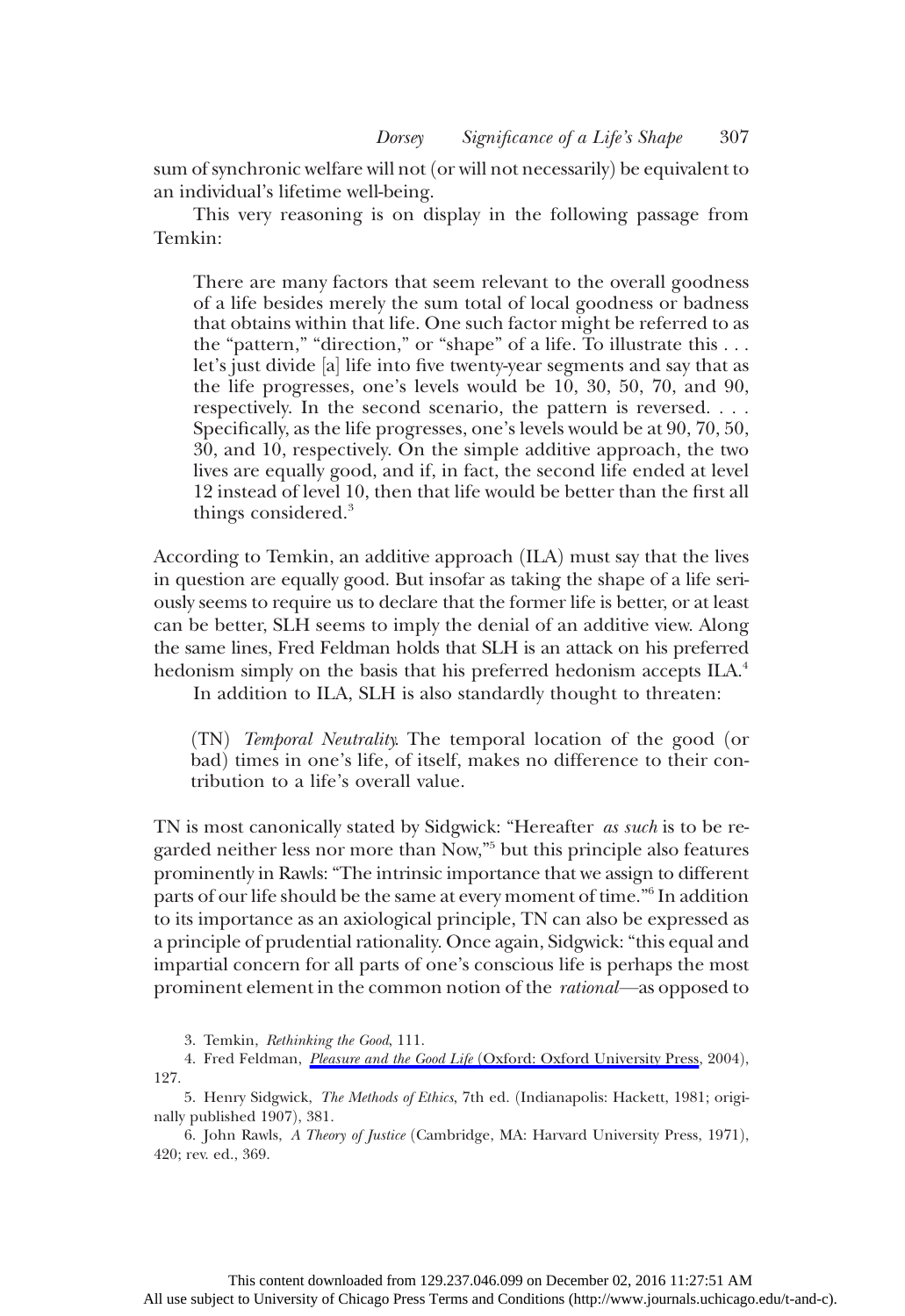sum of synchronic welfare will not (or will not necessarily) be equivalent to an individual's lifetime well-being.

This very reasoning is on display in the following passage from Temkin:

> There are many factors that seem relevant to the overall goodness of a life besides merely the sum total of local goodness or badness that obtains within that life. One such factor might be referred to as the "pattern," "direction," or "shape" of a life. To illustrate this . . . let's just divide [a] life into five twenty-year segments and say that as the life progresses, one's levels would be 10, 30, 50, 70, and 90, respectively. In the second scenario, the pattern is reversed. . . . Specifically, as the life progresses, one's levels would be at 90, 70, 50, 30, and 10, respectively. On the simple additive approach, the two lives are equally good, and if, in fact, the second life ended at level 12 instead of level 10, then that life would be better than the first all things considered.[3]

According to Temkin, an additive approach (ILA) must say that the lives in question are equally good. But insofar as taking the shape of a life seriously seems to require us to declare that the former life is better, or at least can be better, SLH seems to imply the denial of an additive view. Along the same lines, Fred Feldman holds that SLH is an attack on his preferred hedonism simply on the basis that his preferred hedonism accepts ILA.[4]

In addition to ILA, SLH is also standardly thought to threaten:

> (TN) *Temporal Neutrality*. The temporal location of the good (or bad) times in one's life, of itself, makes no difference to their contribution to a life's overall value.

TN is most canonically stated by Sidgwick: "Hereafter *as such* is to be regarded neither less nor more than Now,"[5] but this principle also features prominently in Rawls: "The intrinsic importance that we assign to different parts of our life should be the same at every moment of time."[6] In addition to its importance as an axiological principle, TN can also be expressed as a principle of prudential rationality. Once again, Sidgwick: "this equal and impartial concern for all parts of one's conscious life is perhaps the most prominent element in the common notion of the *rational*—as opposed to

3. Temkin, *Rethinking the Good*, 111.

4. Fred Feldman, *Pleasure and the Good Life* (Oxford: Oxford University Press, 2004), 127.

5. Henry Sidgwick, *The Methods of Ethics*, 7th ed. (Indianapolis: Hackett, 1981; originally published 1907), 381.

6. John Rawls, *A Theory of Justice* (Cambridge, MA: Harvard University Press, 1971), 420; rev. ed., 369.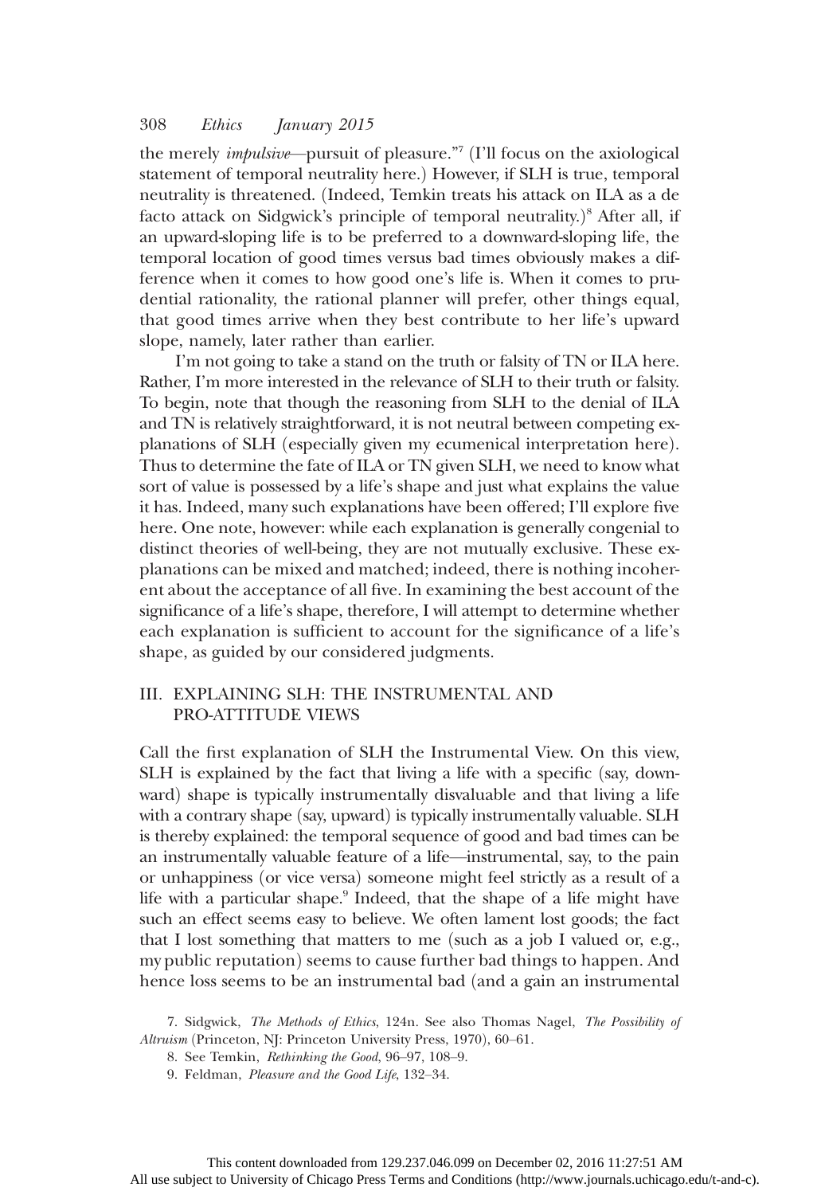the merely *impulsive*—pursuit of pleasure."[7] (I'll focus on the axiological statement of temporal neutrality here.) However, if SLH is true, temporal neutrality is threatened. (Indeed, Temkin treats his attack on ILA as a de facto attack on Sidgwick's principle of temporal neutrality.)[8] After all, if an upward-sloping life is to be preferred to a downward-sloping life, the temporal location of good times versus bad times obviously makes a difference when it comes to how good one's life is. When it comes to prudential rationality, the rational planner will prefer, other things equal, that good times arrive when they best contribute to her life's upward slope, namely, later rather than earlier.

I'm not going to take a stand on the truth or falsity of TN or ILA here. Rather, I'm more interested in the relevance of SLH to their truth or falsity. To begin, note that though the reasoning from SLH to the denial of ILA and TN is relatively straightforward, it is not neutral between competing explanations of SLH (especially given my ecumenical interpretation here). Thus to determine the fate of ILA or TN given SLH, we need to know what sort of value is possessed by a life's shape and just what explains the value it has. Indeed, many such explanations have been offered; I'll explore five here. One note, however: while each explanation is generally congenial to distinct theories of well-being, they are not mutually exclusive. These explanations can be mixed and matched; indeed, there is nothing incoherent about the acceptance of all five. In examining the best account of the significance of a life's shape, therefore, I will attempt to determine whether each explanation is sufficient to account for the significance of a life's shape, as guided by our considered judgments.

## III. EXPLAINING SLH: THE INSTRUMENTAL AND PRO-ATTITUDE VIEWS

Call the first explanation of SLH the Instrumental View. On this view, SLH is explained by the fact that living a life with a specific (say, downward) shape is typically instrumentally disvaluable and that living a life with a contrary shape (say, upward) is typically instrumentally valuable. SLH is thereby explained: the temporal sequence of good and bad times can be an instrumentally valuable feature of a life—instrumental, say, to the pain or unhappiness (or vice versa) someone might feel strictly as a result of a life with a particular shape.[9] Indeed, that the shape of a life might have such an effect seems easy to believe. We often lament lost goods; the fact that I lost something that matters to me (such as a job I valued or, e.g., my public reputation) seems to cause further bad things to happen. And hence loss seems to be an instrumental bad (and a gain an instrumental

7. Sidgwick, *The Methods of Ethics*, 124n. See also Thomas Nagel, *The Possibility of Altruism* (Princeton, NJ: Princeton University Press, 1970), 60–61.

8. See Temkin, *Rethinking the Good*, 96–97, 108–9.

9. Feldman, *Pleasure and the Good Life*, 132–34.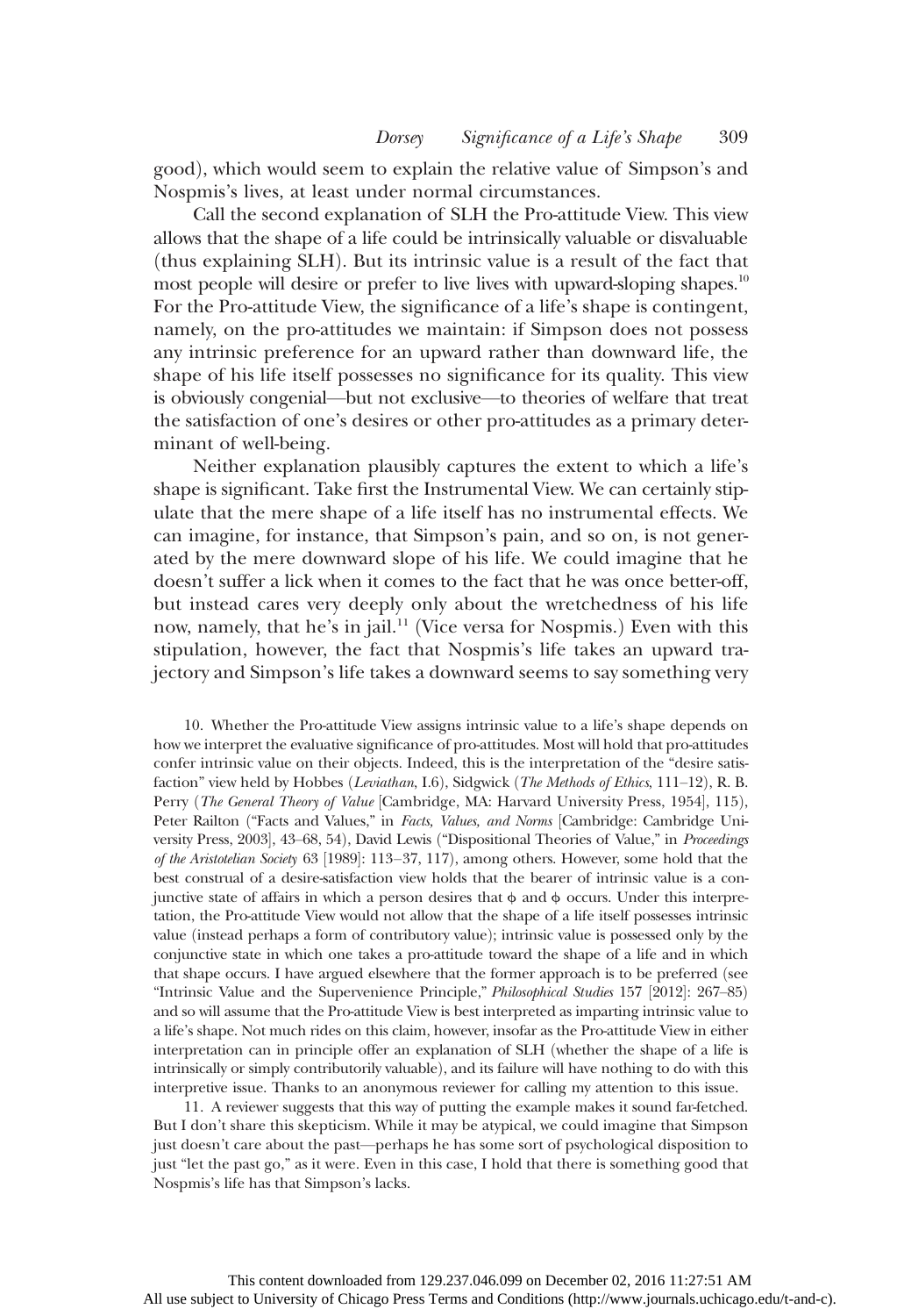good), which would seem to explain the relative value of Simpson's and Nospmis's lives, at least under normal circumstances.

Call the second explanation of SLH the Pro-attitude View. This view allows that the shape of a life could be intrinsically valuable or disvaluable (thus explaining SLH). But its intrinsic value is a result of the fact that most people will desire or prefer to live lives with upward-sloping shapes.[10] For the Pro-attitude View, the significance of a life's shape is contingent, namely, on the pro-attitudes we maintain: if Simpson does not possess any intrinsic preference for an upward rather than downward life, the shape of his life itself possesses no significance for its quality. This view is obviously congenial—but not exclusive—to theories of welfare that treat the satisfaction of one's desires or other pro-attitudes as a primary determinant of well-being.

Neither explanation plausibly captures the extent to which a life's shape is significant. Take first the Instrumental View. We can certainly stipulate that the mere shape of a life itself has no instrumental effects. We can imagine, for instance, that Simpson's pain, and so on, is not generated by the mere downward slope of his life. We could imagine that he doesn't suffer a lick when it comes to the fact that he was once better-off, but instead cares very deeply only about the wretchedness of his life now, namely, that he's in jail.[11] (Vice versa for Nospmis.) Even with this stipulation, however, the fact that Nospmis's life takes an upward trajectory and Simpson's life takes a downward seems to say something very

10. Whether the Pro-attitude View assigns intrinsic value to a life's shape depends on how we interpret the evaluative significance of pro-attitudes. Most will hold that pro-attitudes confer intrinsic value on their objects. Indeed, this is the interpretation of the "desire satisfaction" view held by Hobbes (*Leviathan*, I.6), Sidgwick (*The Methods of Ethics*, 111–12), R. B. Perry (*The General Theory of Value* [Cambridge, MA: Harvard University Press, 1954], 115), Peter Railton ("Facts and Values," in *Facts, Values, and Norms* [Cambridge: Cambridge University Press, 2003], 43–68, 54), David Lewis ("Dispositional Theories of Value," in *Proceedings of the Aristotelian Society* 63 [1989]: 113–37, 117), among others. However, some hold that the best construal of a desire-satisfaction view holds that the bearer of intrinsic value is a conjunctive state of affairs in which a person desires that $\phi$ and $\phi$ occurs. Under this interpretation, the Pro-attitude View would not allow that the shape of a life itself possesses intrinsic value (instead perhaps a form of contributory value); intrinsic value is possessed only by the conjunctive state in which one takes a pro-attitude toward the shape of a life and in which that shape occurs. I have argued elsewhere that the former approach is to be preferred (see "Intrinsic Value and the Supervenience Principle," *Philosophical Studies* 157 [2012]: 267–85) and so will assume that the Pro-attitude View is best interpreted as imparting intrinsic value to a life's shape. Not much rides on this claim, however, insofar as the Pro-attitude View in either interpretation can in principle offer an explanation of SLH (whether the shape of a life is intrinsically or simply contributorily valuable), and its failure will have nothing to do with this interpretive issue. Thanks to an anonymous reviewer for calling my attention to this issue.

11. A reviewer suggests that this way of putting the example makes it sound far-fetched. But I don't share this skepticism. While it may be atypical, we could imagine that Simpson just doesn't care about the past—perhaps he has some sort of psychological disposition to just "let the past go," as it were. Even in this case, I hold that there is something good that Nospmis's life has that Simpson's lacks.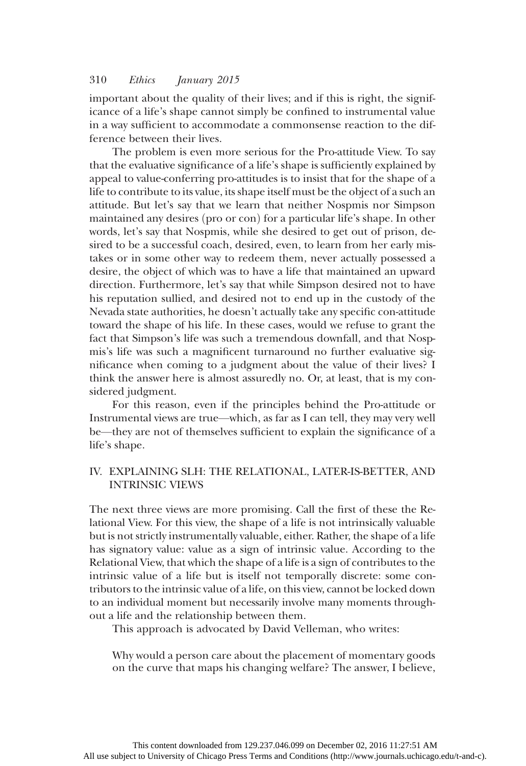important about the quality of their lives; and if this is right, the significance of a life's shape cannot simply be confined to instrumental value in a way sufficient to accommodate a commonsense reaction to the difference between their lives.

The problem is even more serious for the Pro-attitude View. To say that the evaluative significance of a life's shape is sufficiently explained by appeal to value-conferring pro-attitudes is to insist that for the shape of a life to contribute to its value, its shape itself must be the object of a such an attitude. But let's say that we learn that neither Nospmis nor Simpson maintained any desires (pro or con) for a particular life's shape. In other words, let's say that Nospmis, while she desired to get out of prison, desired to be a successful coach, desired, even, to learn from her early mistakes or in some other way to redeem them, never actually possessed a desire, the object of which was to have a life that maintained an upward direction. Furthermore, let's say that while Simpson desired not to have his reputation sullied, and desired not to end up in the custody of the Nevada state authorities, he doesn't actually take any specific con-attitude toward the shape of his life. In these cases, would we refuse to grant the fact that Simpson's life was such a tremendous downfall, and that Nospmis's life was such a magnificent turnaround no further evaluative significance when coming to a judgment about the value of their lives? I think the answer here is almost assuredly no. Or, at least, that is my considered judgment.

For this reason, even if the principles behind the Pro-attitude or Instrumental views are true—which, as far as I can tell, they may very well be—they are not of themselves sufficient to explain the significance of a life's shape.

## IV. EXPLAINING SLH: THE RELATIONAL, LATER-IS-BETTER, AND INTRINSIC VIEWS

The next three views are more promising. Call the first of these the Relational View. For this view, the shape of a life is not intrinsically valuable but is not strictly instrumentally valuable, either. Rather, the shape of a life has signatory value: value as a sign of intrinsic value. According to the Relational View, that which the shape of a life is a sign of contributes to the intrinsic value of a life but is itself not temporally discrete: some contributors to the intrinsic value of a life, on this view, cannot be locked down to an individual moment but necessarily involve many moments throughout a life and the relationship between them.

This approach is advocated by David Velleman, who writes:

> Why would a person care about the placement of momentary goods on the curve that maps his changing welfare? The answer, I believe,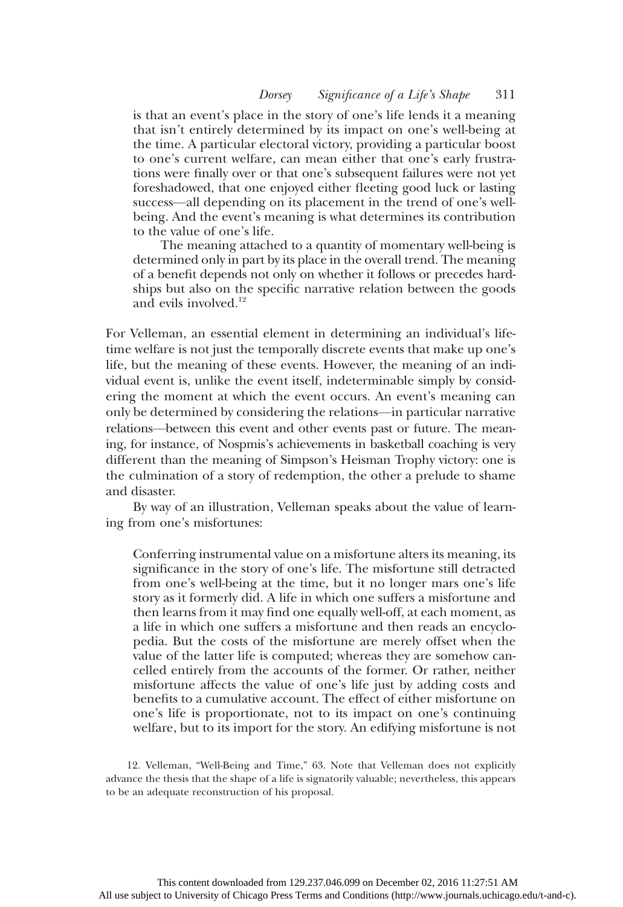is that an event's place in the story of one's life lends it a meaning that isn't entirely determined by its impact on one's well-being at the time. A particular electoral victory, providing a particular boost to one's current welfare, can mean either that one's early frustrations were finally over or that one's subsequent failures were not yet foreshadowed, that one enjoyed either fleeting good luck or lasting success—all depending on its placement in the trend of one's well-being. And the event's meaning is what determines its contribution to the value of one's life.

> The meaning attached to a quantity of momentary well-being is determined only in part by its place in the overall trend. The meaning of a benefit depends not only on whether it follows or precedes hardships but also on the specific narrative relation between the goods and evils involved.[12]

For Velleman, an essential element in determining an individual's lifetime welfare is not just the temporally discrete events that make up one's life, but the meaning of these events. However, the meaning of an individual event is, unlike the event itself, indeterminable simply by considering the moment at which the event occurs. An event's meaning can only be determined by considering the relations—in particular narrative relations—between this event and other events past or future. The meaning, for instance, of Nospmis's achievements in basketball coaching is very different than the meaning of Simpson's Heisman Trophy victory: one is the culmination of a story of redemption, the other a prelude to shame and disaster.

By way of an illustration, Velleman speaks about the value of learning from one's misfortunes:

> Conferring instrumental value on a misfortune alters its meaning, its significance in the story of one's life. The misfortune still detracted from one's well-being at the time, but it no longer mars one's life story as it formerly did. A life in which one suffers a misfortune and then learns from it may find one equally well-off, at each moment, as a life in which one suffers a misfortune and then reads an encyclopedia. But the costs of the misfortune are merely offset when the value of the latter life is computed; whereas they are somehow cancelled entirely from the accounts of the former. Or rather, neither misfortune affects the value of one's life just by adding costs and benefits to a cumulative account. The effect of either misfortune on one's life is proportionate, not to its impact on one's continuing welfare, but to its import for the story. An edifying misfortune is not

12. Velleman, "Well-Being and Time," 63. Note that Velleman does not explicitly advance the thesis that the shape of a life is signatorily valuable; nevertheless, this appears to be an adequate reconstruction of his proposal.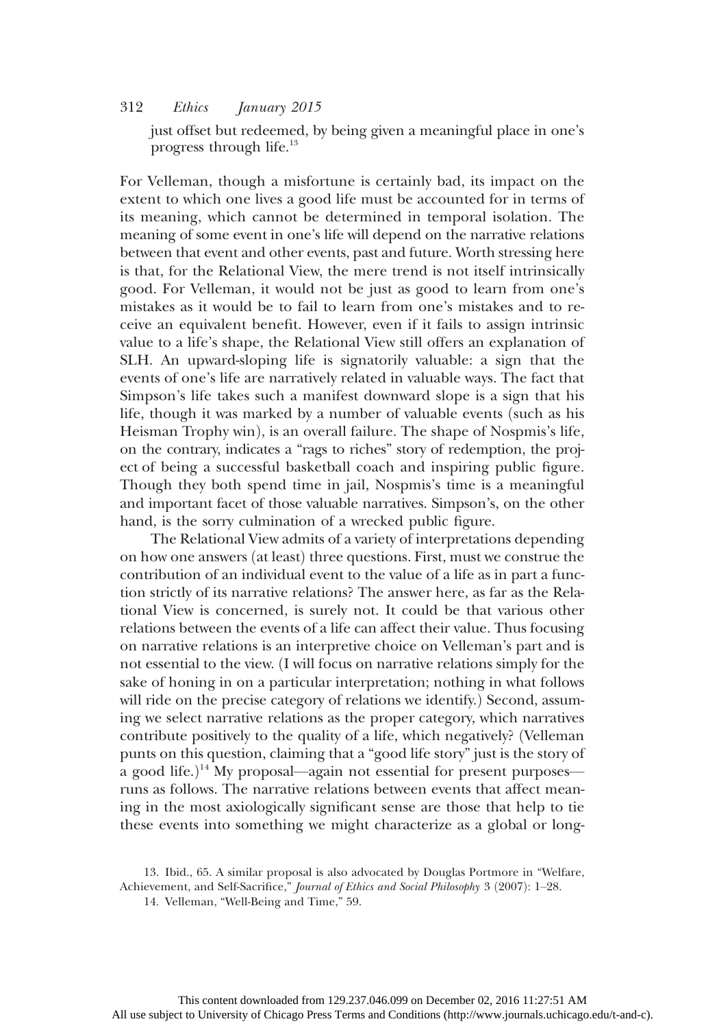just offset but redeemed, by being given a meaningful place in one's progress through life.[13]

For Velleman, though a misfortune is certainly bad, its impact on the extent to which one lives a good life must be accounted for in terms of its meaning, which cannot be determined in temporal isolation. The meaning of some event in one's life will depend on the narrative relations between that event and other events, past and future. Worth stressing here is that, for the Relational View, the mere trend is not itself intrinsically good. For Velleman, it would not be just as good to learn from one's mistakes as it would be to fail to learn from one's mistakes and to receive an equivalent benefit. However, even if it fails to assign intrinsic value to a life's shape, the Relational View still offers an explanation of SLH. An upward-sloping life is signatorily valuable: a sign that the events of one's life are narratively related in valuable ways. The fact that Simpson's life takes such a manifest downward slope is a sign that his life, though it was marked by a number of valuable events (such as his Heisman Trophy win), is an overall failure. The shape of Nospmis's life, on the contrary, indicates a "rags to riches" story of redemption, the project of being a successful basketball coach and inspiring public figure. Though they both spend time in jail, Nospmis's time is a meaningful and important facet of those valuable narratives. Simpson's, on the other hand, is the sorry culmination of a wrecked public figure.

The Relational View admits of a variety of interpretations depending on how one answers (at least) three questions. First, must we construe the contribution of an individual event to the value of a life as in part a function strictly of its narrative relations? The answer here, as far as the Relational View is concerned, is surely not. It could be that various other relations between the events of a life can affect their value. Thus focusing on narrative relations is an interpretive choice on Velleman's part and is not essential to the view. (I will focus on narrative relations simply for the sake of honing in on a particular interpretation; nothing in what follows will ride on the precise category of relations we identify.) Second, assuming we select narrative relations as the proper category, which narratives contribute positively to the quality of a life, which negatively? (Velleman punts on this question, claiming that a "good life story" just is the story of a good life.)[14] My proposal—again not essential for present purposes—runs as follows. The narrative relations between events that affect meaning in the most axiologically significant sense are those that help to tie these events into something we might characterize as a global or long-

13. Ibid., 65. A similar proposal is also advocated by Douglas Portmore in "Welfare, Achievement, and Self-Sacrifice," *Journal of Ethics and Social Philosophy* 3 (2007): 1–28.

14. Velleman, "Well-Being and Time," 59.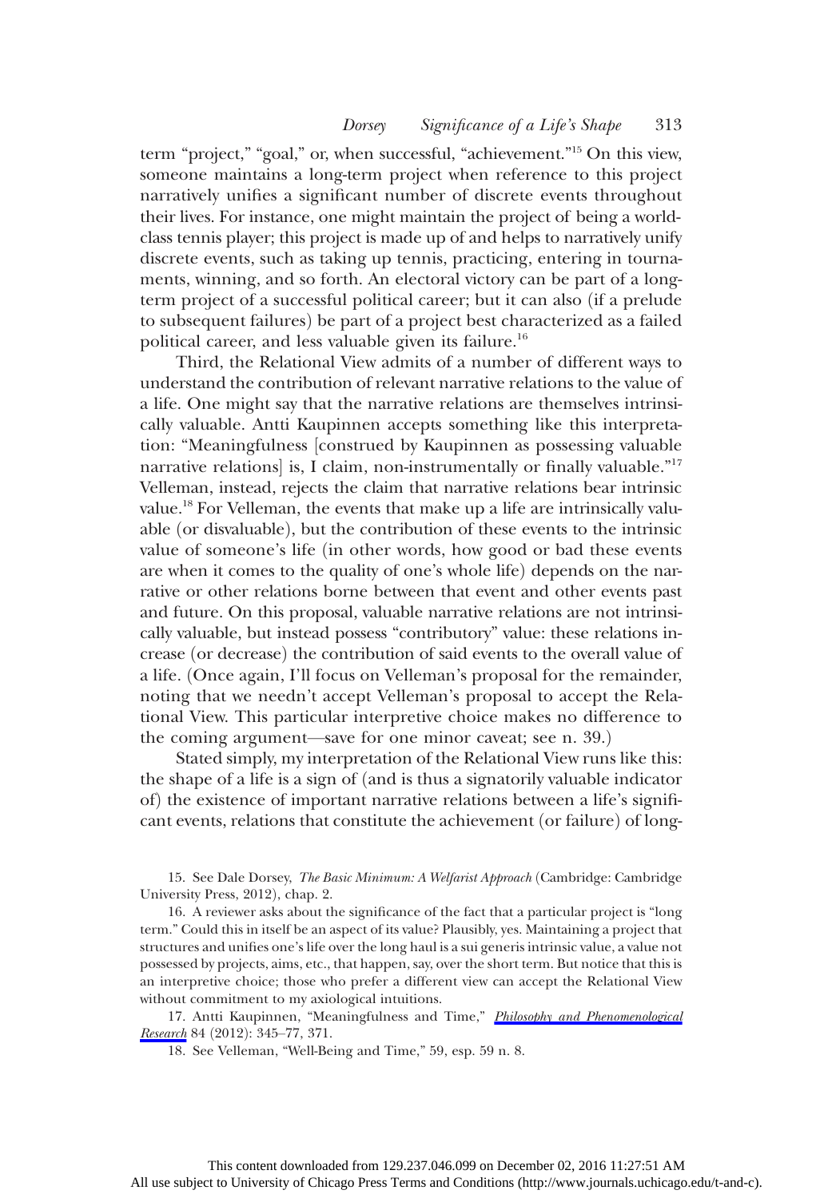term "project," "goal," or, when successful, "achievement."[15] On this view, someone maintains a long-term project when reference to this project narratively unifies a significant number of discrete events throughout their lives. For instance, one might maintain the project of being a world-class tennis player; this project is made up of and helps to narratively unify discrete events, such as taking up tennis, practicing, entering in tournaments, winning, and so forth. An electoral victory can be part of a long-term project of a successful political career; but it can also (if a prelude to subsequent failures) be part of a project best characterized as a failed political career, and less valuable given its failure.[16]

Third, the Relational View admits of a number of different ways to understand the contribution of relevant narrative relations to the value of a life. One might say that the narrative relations are themselves intrinsically valuable. Antti Kaupinnen accepts something like this interpretation: "Meaningfulness [construed by Kaupinnen as possessing valuable narrative relations] is, I claim, non-instrumentally or finally valuable."[17] Velleman, instead, rejects the claim that narrative relations bear intrinsic value.[18] For Velleman, the events that make up a life are intrinsically valuable (or disvaluable), but the contribution of these events to the intrinsic value of someone's life (in other words, how good or bad these events are when it comes to the quality of one's whole life) depends on the narrative or other relations borne between that event and other events past and future. On this proposal, valuable narrative relations are not intrinsically valuable, but instead possess "contributory" value: these relations increase (or decrease) the contribution of said events to the overall value of a life. (Once again, I'll focus on Velleman's proposal for the remainder, noting that we needn't accept Velleman's proposal to accept the Relational View. This particular interpretive choice makes no difference to the coming argument—save for one minor caveat; see n. 39.)

Stated simply, my interpretation of the Relational View runs like this: the shape of a life is a sign of (and is thus a signatorily valuable indicator of) the existence of important narrative relations between a life's significant events, relations that constitute the achievement (or failure) of long-

15. See Dale Dorsey, *The Basic Minimum: A Welfarist Approach* (Cambridge: Cambridge University Press, 2012), chap. 2.

16. A reviewer asks about the significance of the fact that a particular project is "long term." Could this in itself be an aspect of its value? Plausibly, yes. Maintaining a project that structures and unifies one's life over the long haul is a sui generis intrinsic value, a value not possessed by projects, aims, etc., that happen, say, over the short term. But notice that this is an interpretive choice; those who prefer a different view can accept the Relational View without commitment to my axiological intuitions.

17. Antti Kaupinnen, "Meaningfulness and Time," *Philosophy and Phenomenological Research* 84 (2012): 345–77, 371.

18. See Velleman, "Well-Being and Time," 59, esp. 59 n. 8.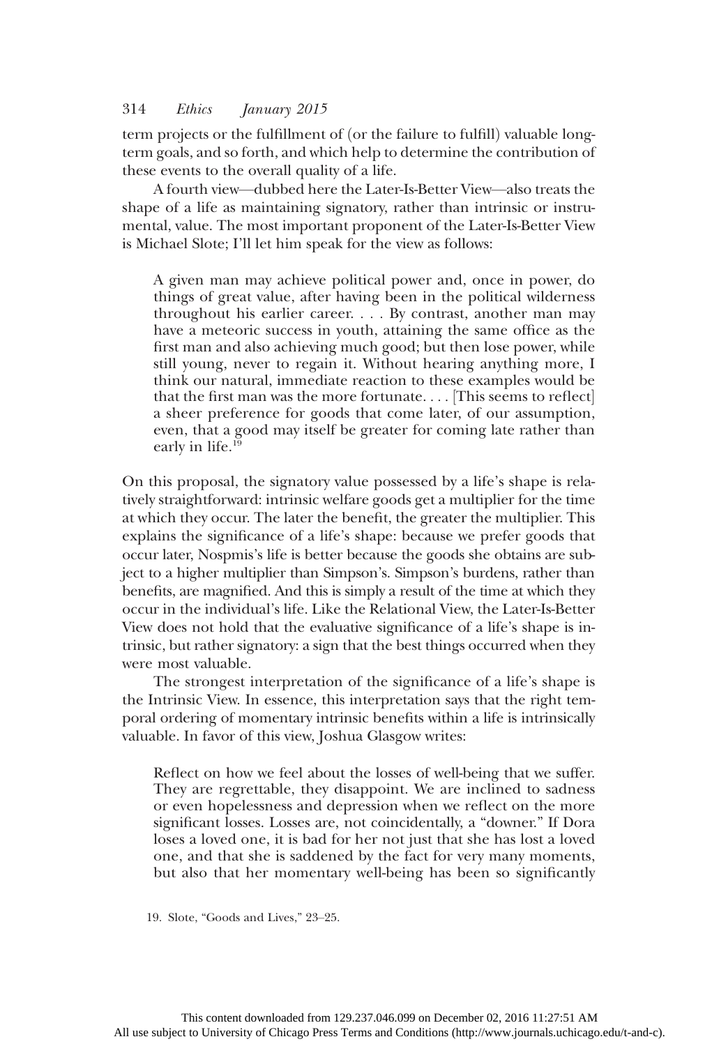term projects or the fulfillment of (or the failure to fulfill) valuable long-term goals, and so forth, and which help to determine the contribution of these events to the overall quality of a life.

A fourth view—dubbed here the Later-Is-Better View—also treats the shape of a life as maintaining signatory, rather than intrinsic or instrumental, value. The most important proponent of the Later-Is-Better View is Michael Slote; I'll let him speak for the view as follows:

> A given man may achieve political power and, once in power, do things of great value, after having been in the political wilderness throughout his earlier career. . . . By contrast, another man may have a meteoric success in youth, attaining the same office as the first man and also achieving much good; but then lose power, while still young, never to regain it. Without hearing anything more, I think our natural, immediate reaction to these examples would be that the first man was the more fortunate. . . . [This seems to reflect] a sheer preference for goods that come later, of our assumption, even, that a good may itself be greater for coming late rather than early in life.[19]

On this proposal, the signatory value possessed by a life's shape is relatively straightforward: intrinsic welfare goods get a multiplier for the time at which they occur. The later the benefit, the greater the multiplier. This explains the significance of a life's shape: because we prefer goods that occur later, Nospmis's life is better because the goods she obtains are subject to a higher multiplier than Simpson's. Simpson's burdens, rather than benefits, are magnified. And this is simply a result of the time at which they occur in the individual's life. Like the Relational View, the Later-Is-Better View does not hold that the evaluative significance of a life's shape is intrinsic, but rather signatory: a sign that the best things occurred when they were most valuable.

The strongest interpretation of the significance of a life's shape is the Intrinsic View. In essence, this interpretation says that the right temporal ordering of momentary intrinsic benefits within a life is intrinsically valuable. In favor of this view, Joshua Glasgow writes:

> Reflect on how we feel about the losses of well-being that we suffer. They are regrettable, they disappoint. We are inclined to sadness or even hopelessness and depression when we reflect on the more significant losses. Losses are, not coincidentally, a "downer." If Dora loses a loved one, it is bad for her not just that she has lost a loved one, and that she is saddened by the fact for very many moments, but also that her momentary well-being has been so significantly

19. Slote, "Goods and Lives," 23–25.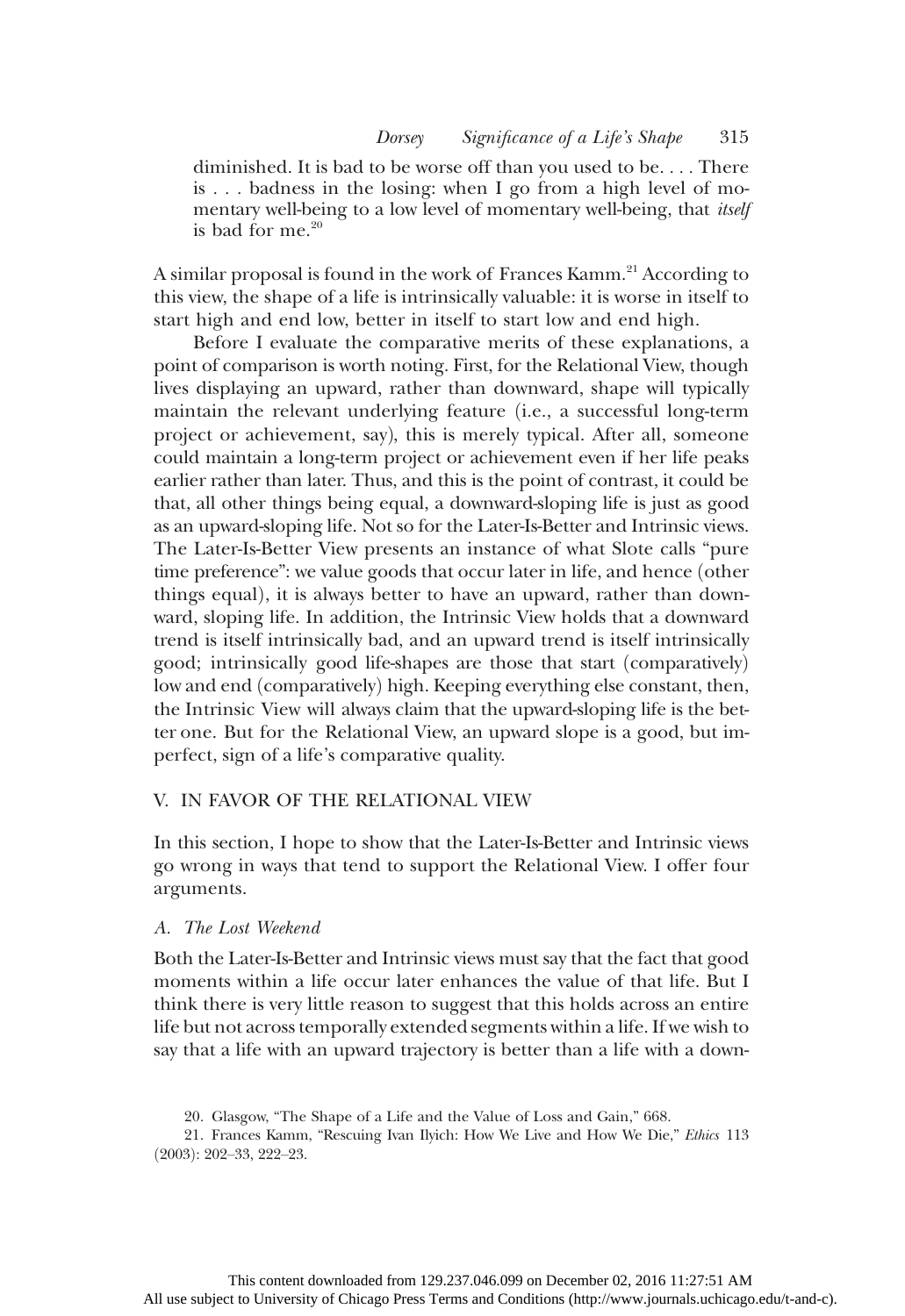diminished. It is bad to be worse off than you used to be. . . . There is . . . badness in the losing: when I go from a high level of momentary well-being to a low level of momentary well-being, that *itself* is bad for me.[20]

A similar proposal is found in the work of Frances Kamm.[21] According to this view, the shape of a life is intrinsically valuable: it is worse in itself to start high and end low, better in itself to start low and end high.

Before I evaluate the comparative merits of these explanations, a point of comparison is worth noting. First, for the Relational View, though lives displaying an upward, rather than downward, shape will typically maintain the relevant underlying feature (i.e., a successful long-term project or achievement, say), this is merely typical. After all, someone could maintain a long-term project or achievement even if her life peaks earlier rather than later. Thus, and this is the point of contrast, it could be that, all other things being equal, a downward-sloping life is just as good as an upward-sloping life. Not so for the Later-Is-Better and Intrinsic views. The Later-Is-Better View presents an instance of what Slote calls "pure time preference": we value goods that occur later in life, and hence (other things equal), it is always better to have an upward, rather than downward, sloping life. In addition, the Intrinsic View holds that a downward trend is itself intrinsically bad, and an upward trend is itself intrinsically good; intrinsically good life-shapes are those that start (comparatively) low and end (comparatively) high. Keeping everything else constant, then, the Intrinsic View will always claim that the upward-sloping life is the better one. But for the Relational View, an upward slope is a good, but imperfect, sign of a life's comparative quality.

## V. IN FAVOR OF THE RELATIONAL VIEW

In this section, I hope to show that the Later-Is-Better and Intrinsic views go wrong in ways that tend to support the Relational View. I offer four arguments.

### *A. The Lost Weekend*

Both the Later-Is-Better and Intrinsic views must say that the fact that good moments within a life occur later enhances the value of that life. But I think there is very little reason to suggest that this holds across an entire life but not across temporally extended segments within a life. If we wish to say that a life with an upward trajectory is better than a life with a down-

20. Glasgow, "The Shape of a Life and the Value of Loss and Gain," 668.

21. Frances Kamm, "Rescuing Ivan Ilyich: How We Live and How We Die," *Ethics* 113 (2003): 202–33, 222–23.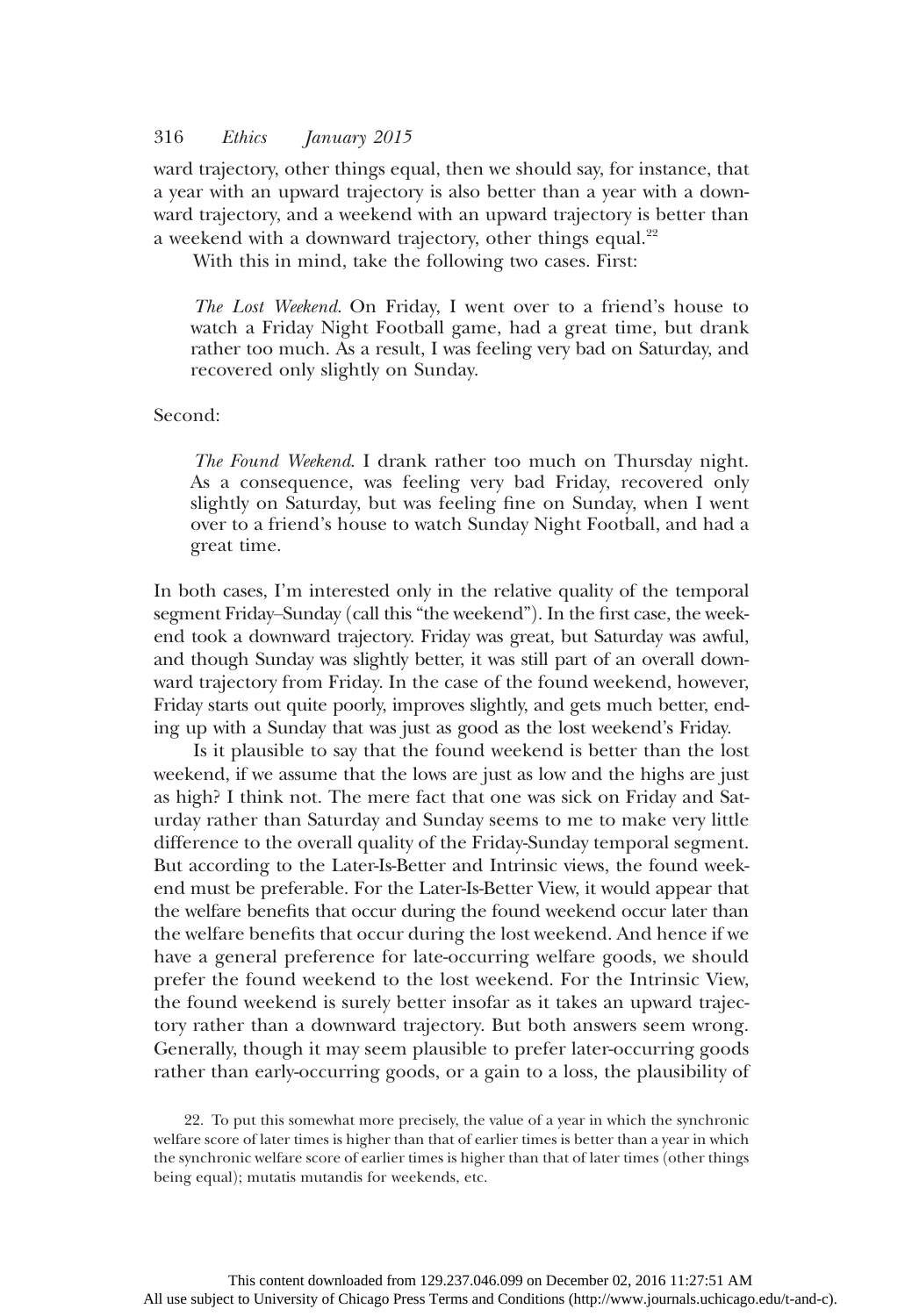ward trajectory, other things equal, then we should say, for instance, that a year with an upward trajectory is also better than a year with a downward trajectory, and a weekend with an upward trajectory is better than a weekend with a downward trajectory, other things equal.[22]

With this in mind, take the following two cases. First:

> *The Lost Weekend*. On Friday, I went over to a friend's house to watch a Friday Night Football game, had a great time, but drank rather too much. As a result, I was feeling very bad on Saturday, and recovered only slightly on Sunday.

Second:

> *The Found Weekend*. I drank rather too much on Thursday night. As a consequence, was feeling very bad Friday, recovered only slightly on Saturday, but was feeling fine on Sunday, when I went over to a friend's house to watch Sunday Night Football, and had a great time.

In both cases, I'm interested only in the relative quality of the temporal segment Friday–Sunday (call this "the weekend"). In the first case, the weekend took a downward trajectory. Friday was great, but Saturday was awful, and though Sunday was slightly better, it was still part of an overall downward trajectory from Friday. In the case of the found weekend, however, Friday starts out quite poorly, improves slightly, and gets much better, ending up with a Sunday that was just as good as the lost weekend's Friday.

Is it plausible to say that the found weekend is better than the lost weekend, if we assume that the lows are just as low and the highs are just as high? I think not. The mere fact that one was sick on Friday and Saturday rather than Saturday and Sunday seems to me to make very little difference to the overall quality of the Friday-Sunday temporal segment. But according to the Later-Is-Better and Intrinsic views, the found weekend must be preferable. For the Later-Is-Better View, it would appear that the welfare benefits that occur during the found weekend occur later than the welfare benefits that occur during the lost weekend. And hence if we have a general preference for late-occurring welfare goods, we should prefer the found weekend to the lost weekend. For the Intrinsic View, the found weekend is surely better insofar as it takes an upward trajectory rather than a downward trajectory. But both answers seem wrong. Generally, though it may seem plausible to prefer later-occurring goods rather than early-occurring goods, or a gain to a loss, the plausibility of

22. To put this somewhat more precisely, the value of a year in which the synchronic welfare score of later times is higher than that of earlier times is better than a year in which the synchronic welfare score of earlier times is higher than that of later times (other things being equal); mutatis mutandis for weekends, etc.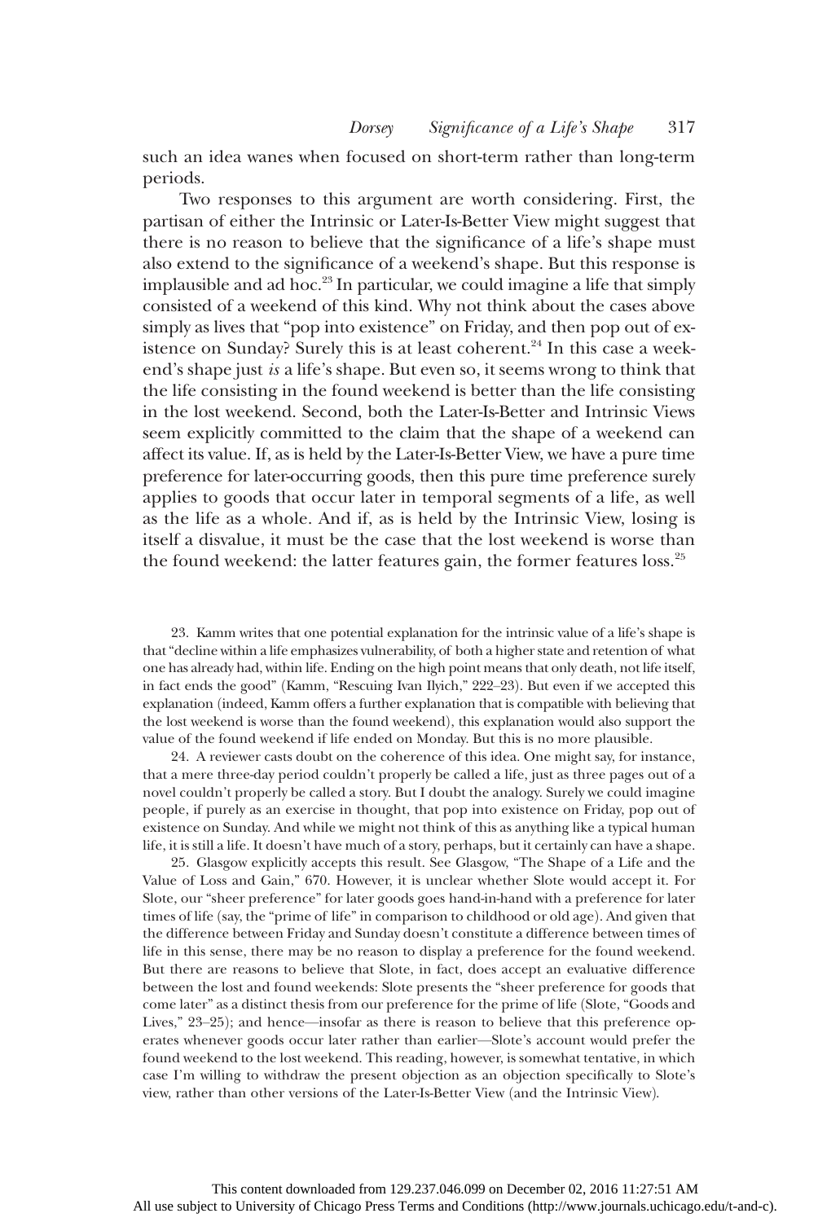such an idea wanes when focused on short-term rather than long-term periods.

Two responses to this argument are worth considering. First, the partisan of either the Intrinsic or Later-Is-Better View might suggest that there is no reason to believe that the significance of a life's shape must also extend to the significance of a weekend's shape. But this response is implausible and ad hoc.[23] In particular, we could imagine a life that simply consisted of a weekend of this kind. Why not think about the cases above simply as lives that "pop into existence" on Friday, and then pop out of existence on Sunday? Surely this is at least coherent.[24] In this case a weekend's shape just *is* a life's shape. But even so, it seems wrong to think that the life consisting in the found weekend is better than the life consisting in the lost weekend. Second, both the Later-Is-Better and Intrinsic Views seem explicitly committed to the claim that the shape of a weekend can affect its value. If, as is held by the Later-Is-Better View, we have a pure time preference for later-occurring goods, then this pure time preference surely applies to goods that occur later in temporal segments of a life, as well as the life as a whole. And if, as is held by the Intrinsic View, losing is itself a disvalue, it must be the case that the lost weekend is worse than the found weekend: the latter features gain, the former features loss.[25]

23. Kamm writes that one potential explanation for the intrinsic value of a life's shape is that "decline within a life emphasizes vulnerability, of both a higher state and retention of what one has already had, within life. Ending on the high point means that only death, not life itself, in fact ends the good" (Kamm, "Rescuing Ivan Ilyich," 222–23). But even if we accepted this explanation (indeed, Kamm offers a further explanation that is compatible with believing that the lost weekend is worse than the found weekend), this explanation would also support the value of the found weekend if life ended on Monday. But this is no more plausible.

24. A reviewer casts doubt on the coherence of this idea. One might say, for instance, that a mere three-day period couldn't properly be called a life, just as three pages out of a novel couldn't properly be called a story. But I doubt the analogy. Surely we could imagine people, if purely as an exercise in thought, that pop into existence on Friday, pop out of existence on Sunday. And while we might not think of this as anything like a typical human life, it is still a life. It doesn't have much of a story, perhaps, but it certainly can have a shape.

25. Glasgow explicitly accepts this result. See Glasgow, "The Shape of a Life and the Value of Loss and Gain," 670. However, it is unclear whether Slote would accept it. For Slote, our "sheer preference" for later goods goes hand-in-hand with a preference for later times of life (say, the "prime of life" in comparison to childhood or old age). And given that the difference between Friday and Sunday doesn't constitute a difference between times of life in this sense, there may be no reason to display a preference for the found weekend. But there are reasons to believe that Slote, in fact, does accept an evaluative difference between the lost and found weekends: Slote presents the "sheer preference for goods that come later" as a distinct thesis from our preference for the prime of life (Slote, "Goods and Lives," 23–25); and hence—insofar as there is reason to believe that this preference operates whenever goods occur later rather than earlier—Slote's account would prefer the found weekend to the lost weekend. This reading, however, is somewhat tentative, in which case I'm willing to withdraw the present objection as an objection specifically to Slote's view, rather than other versions of the Later-Is-Better View (and the Intrinsic View).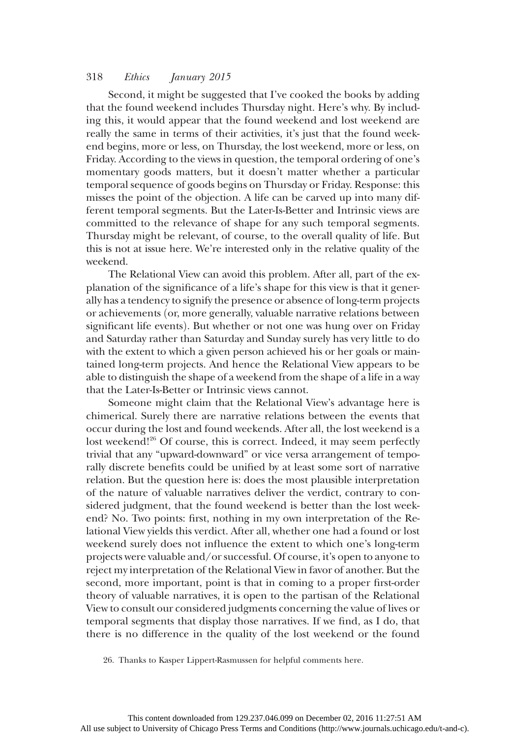Second, it might be suggested that I've cooked the books by adding that the found weekend includes Thursday night. Here's why. By including this, it would appear that the found weekend and lost weekend are really the same in terms of their activities, it's just that the found weekend begins, more or less, on Thursday, the lost weekend, more or less, on Friday. According to the views in question, the temporal ordering of one's momentary goods matters, but it doesn't matter whether a particular temporal sequence of goods begins on Thursday or Friday. Response: this misses the point of the objection. A life can be carved up into many different temporal segments. But the Later-Is-Better and Intrinsic views are committed to the relevance of shape for any such temporal segments. Thursday might be relevant, of course, to the overall quality of life. But this is not at issue here. We're interested only in the relative quality of the weekend.

The Relational View can avoid this problem. After all, part of the explanation of the significance of a life's shape for this view is that it generally has a tendency to signify the presence or absence of long-term projects or achievements (or, more generally, valuable narrative relations between significant life events). But whether or not one was hung over on Friday and Saturday rather than Saturday and Sunday surely has very little to do with the extent to which a given person achieved his or her goals or maintained long-term projects. And hence the Relational View appears to be able to distinguish the shape of a weekend from the shape of a life in a way that the Later-Is-Better or Intrinsic views cannot.

Someone might claim that the Relational View's advantage here is chimerical. Surely there are narrative relations between the events that occur during the lost and found weekends. After all, the lost weekend is a lost weekend![26] Of course, this is correct. Indeed, it may seem perfectly trivial that any "upward-downward" or vice versa arrangement of temporally discrete benefits could be unified by at least some sort of narrative relation. But the question here is: does the most plausible interpretation of the nature of valuable narratives deliver the verdict, contrary to considered judgment, that the found weekend is better than the lost weekend? No. Two points: first, nothing in my own interpretation of the Relational View yields this verdict. After all, whether one had a found or lost weekend surely does not influence the extent to which one's long-term projects were valuable and/or successful. Of course, it's open to anyone to reject my interpretation of the Relational View in favor of another. But the second, more important, point is that in coming to a proper first-order theory of valuable narratives, it is open to the partisan of the Relational View to consult our considered judgments concerning the value of lives or temporal segments that display those narratives. If we find, as I do, that there is no difference in the quality of the lost weekend or the found

26. Thanks to Kasper Lippert-Rasmussen for helpful comments here.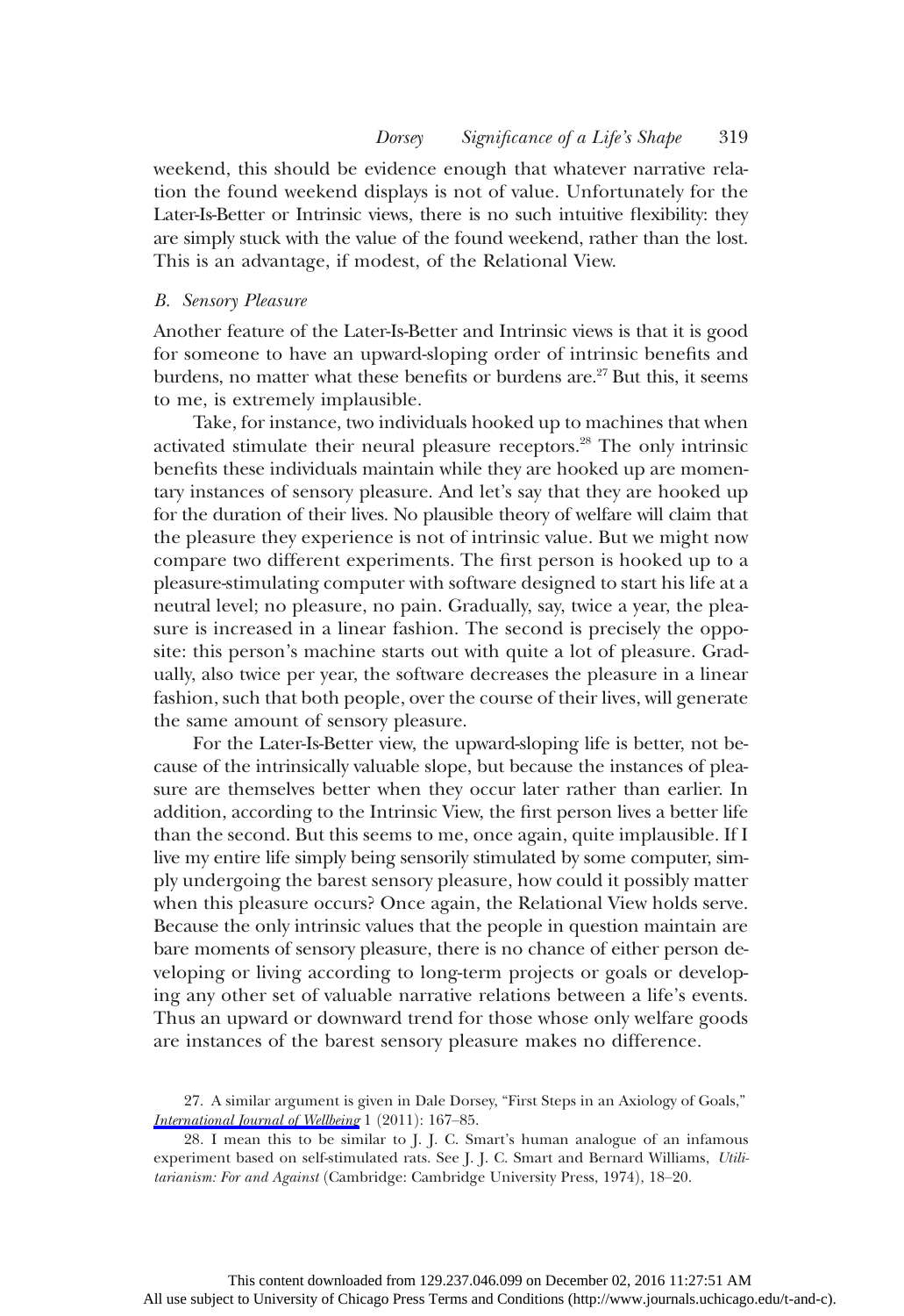weekend, this should be evidence enough that whatever narrative relation the found weekend displays is not of value. Unfortunately for the Later-Is-Better or Intrinsic views, there is no such intuitive flexibility: they are simply stuck with the value of the found weekend, rather than the lost. This is an advantage, if modest, of the Relational View.

### *B. Sensory Pleasure*

Another feature of the Later-Is-Better and Intrinsic views is that it is good for someone to have an upward-sloping order of intrinsic benefits and burdens, no matter what these benefits or burdens are.[27] But this, it seems to me, is extremely implausible.

Take, for instance, two individuals hooked up to machines that when activated stimulate their neural pleasure receptors.[28] The only intrinsic benefits these individuals maintain while they are hooked up are momentary instances of sensory pleasure. And let's say that they are hooked up for the duration of their lives. No plausible theory of welfare will claim that the pleasure they experience is not of intrinsic value. But we might now compare two different experiments. The first person is hooked up to a pleasure-stimulating computer with software designed to start his life at a neutral level; no pleasure, no pain. Gradually, say, twice a year, the pleasure is increased in a linear fashion. The second is precisely the opposite: this person's machine starts out with quite a lot of pleasure. Gradually, also twice per year, the software decreases the pleasure in a linear fashion, such that both people, over the course of their lives, will generate the same amount of sensory pleasure.

For the Later-Is-Better view, the upward-sloping life is better, not because of the intrinsically valuable slope, but because the instances of pleasure are themselves better when they occur later rather than earlier. In addition, according to the Intrinsic View, the first person lives a better life than the second. But this seems to me, once again, quite implausible. If I live my entire life simply being sensorily stimulated by some computer, simply undergoing the barest sensory pleasure, how could it possibly matter when this pleasure occurs? Once again, the Relational View holds serve. Because the only intrinsic values that the people in question maintain are bare moments of sensory pleasure, there is no chance of either person developing or living according to long-term projects or goals or developing any other set of valuable narrative relations between a life's events. Thus an upward or downward trend for those whose only welfare goods are instances of the barest sensory pleasure makes no difference.

27. A similar argument is given in Dale Dorsey, "First Steps in an Axiology of Goals," *International Journal of Wellbeing* 1 (2011): 167–85.

28. I mean this to be similar to J. J. C. Smart's human analogue of an infamous experiment based on self-stimulated rats. See J. J. C. Smart and Bernard Williams, *Utilitarianism: For and Against* (Cambridge: Cambridge University Press, 1974), 18–20.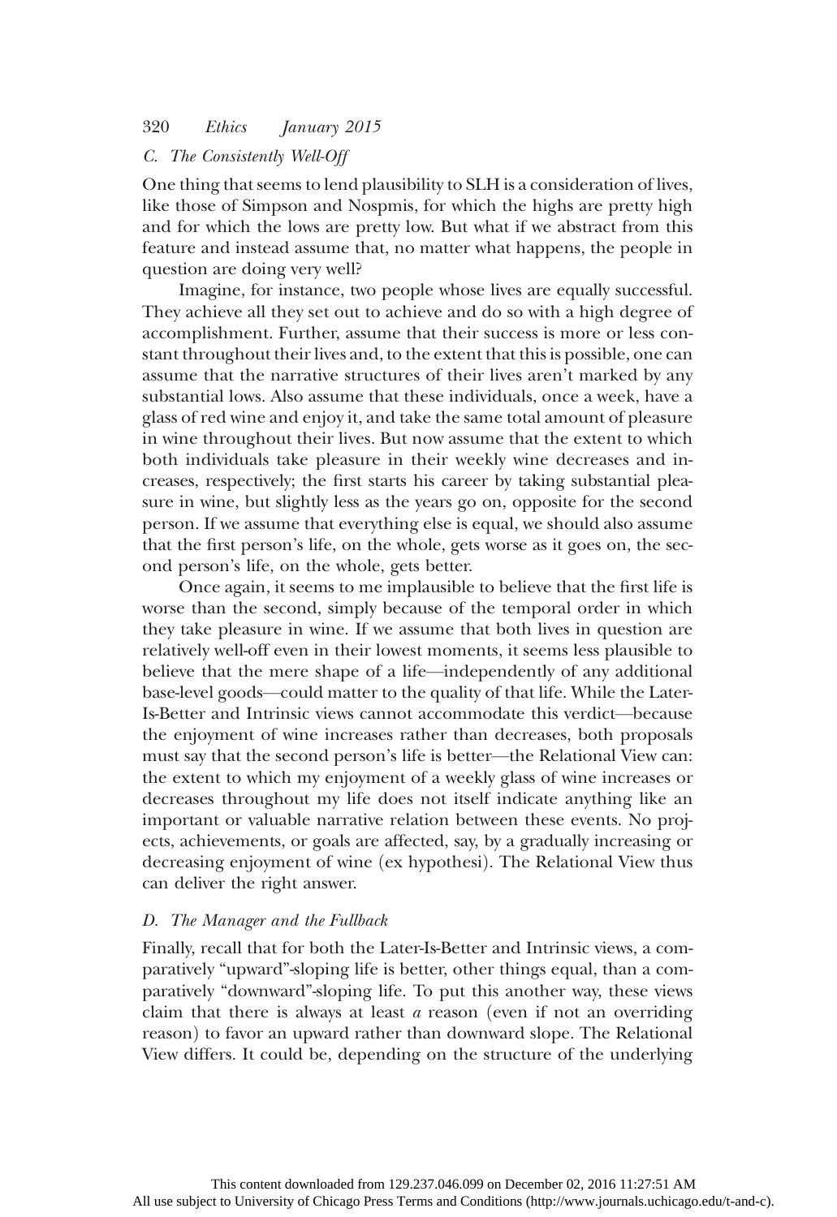### *C. The Consistently Well-Off*

One thing that seems to lend plausibility to SLH is a consideration of lives, like those of Simpson and Nospmis, for which the highs are pretty high and for which the lows are pretty low. But what if we abstract from this feature and instead assume that, no matter what happens, the people in question are doing very well?

Imagine, for instance, two people whose lives are equally successful. They achieve all they set out to achieve and do so with a high degree of accomplishment. Further, assume that their success is more or less constant throughout their lives and, to the extent that this is possible, one can assume that the narrative structures of their lives aren't marked by any substantial lows. Also assume that these individuals, once a week, have a glass of red wine and enjoy it, and take the same total amount of pleasure in wine throughout their lives. But now assume that the extent to which both individuals take pleasure in their weekly wine decreases and increases, respectively; the first starts his career by taking substantial pleasure in wine, but slightly less as the years go on, opposite for the second person. If we assume that everything else is equal, we should also assume that the first person's life, on the whole, gets worse as it goes on, the second person's life, on the whole, gets better.

Once again, it seems to me implausible to believe that the first life is worse than the second, simply because of the temporal order in which they take pleasure in wine. If we assume that both lives in question are relatively well-off even in their lowest moments, it seems less plausible to believe that the mere shape of a life—independently of any additional base-level goods—could matter to the quality of that life. While the Later-Is-Better and Intrinsic views cannot accommodate this verdict—because the enjoyment of wine increases rather than decreases, both proposals must say that the second person's life is better—the Relational View can: the extent to which my enjoyment of a weekly glass of wine increases or decreases throughout my life does not itself indicate anything like an important or valuable narrative relation between these events. No projects, achievements, or goals are affected, say, by a gradually increasing or decreasing enjoyment of wine (ex hypothesi). The Relational View thus can deliver the right answer.

### *D. The Manager and the Fullback*

Finally, recall that for both the Later-Is-Better and Intrinsic views, a comparatively "upward"-sloping life is better, other things equal, than a comparatively "downward"-sloping life. To put this another way, these views claim that there is always at least *a* reason (even if not an overriding reason) to favor an upward rather than downward slope. The Relational View differs. It could be, depending on the structure of the underlying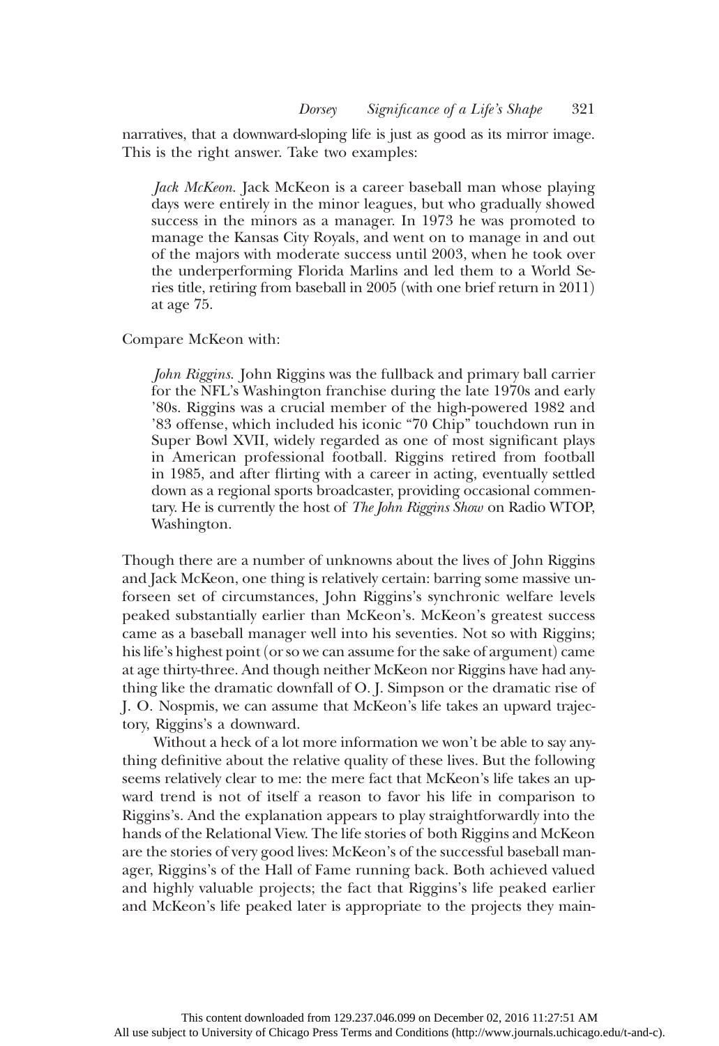narratives, that a downward-sloping life is just as good as its mirror image. This is the right answer. Take two examples:

> *Jack McKeon*. Jack McKeon is a career baseball man whose playing days were entirely in the minor leagues, but who gradually showed success in the minors as a manager. In 1973 he was promoted to manage the Kansas City Royals, and went on to manage in and out of the majors with moderate success until 2003, when he took over the underperforming Florida Marlins and led them to a World Series title, retiring from baseball in 2005 (with one brief return in 2011) at age 75.

Compare McKeon with:

> *John Riggins*. John Riggins was the fullback and primary ball carrier for the NFL's Washington franchise during the late 1970s and early '80s. Riggins was a crucial member of the high-powered 1982 and '83 offense, which included his iconic "70 Chip" touchdown run in Super Bowl XVII, widely regarded as one of most significant plays in American professional football. Riggins retired from football in 1985, and after flirting with a career in acting, eventually settled down as a regional sports broadcaster, providing occasional commentary. He is currently the host of *The John Riggins Show* on Radio WTOP, Washington.

Though there are a number of unknowns about the lives of John Riggins and Jack McKeon, one thing is relatively certain: barring some massive unforseen set of circumstances, John Riggins's synchronic welfare levels peaked substantially earlier than McKeon's. McKeon's greatest success came as a baseball manager well into his seventies. Not so with Riggins; his life's highest point (or so we can assume for the sake of argument) came at age thirty-three. And though neither McKeon nor Riggins have had anything like the dramatic downfall of O. J. Simpson or the dramatic rise of J. O. Nospmis, we can assume that McKeon's life takes an upward trajectory, Riggins's a downward.

Without a heck of a lot more information we won't be able to say anything definitive about the relative quality of these lives. But the following seems relatively clear to me: the mere fact that McKeon's life takes an upward trend is not of itself a reason to favor his life in comparison to Riggins's. And the explanation appears to play straightforwardly into the hands of the Relational View. The life stories of both Riggins and McKeon are the stories of very good lives: McKeon's of the successful baseball manager, Riggins's of the Hall of Fame running back. Both achieved valued and highly valuable projects; the fact that Riggins's life peaked earlier and McKeon's life peaked later is appropriate to the projects they main-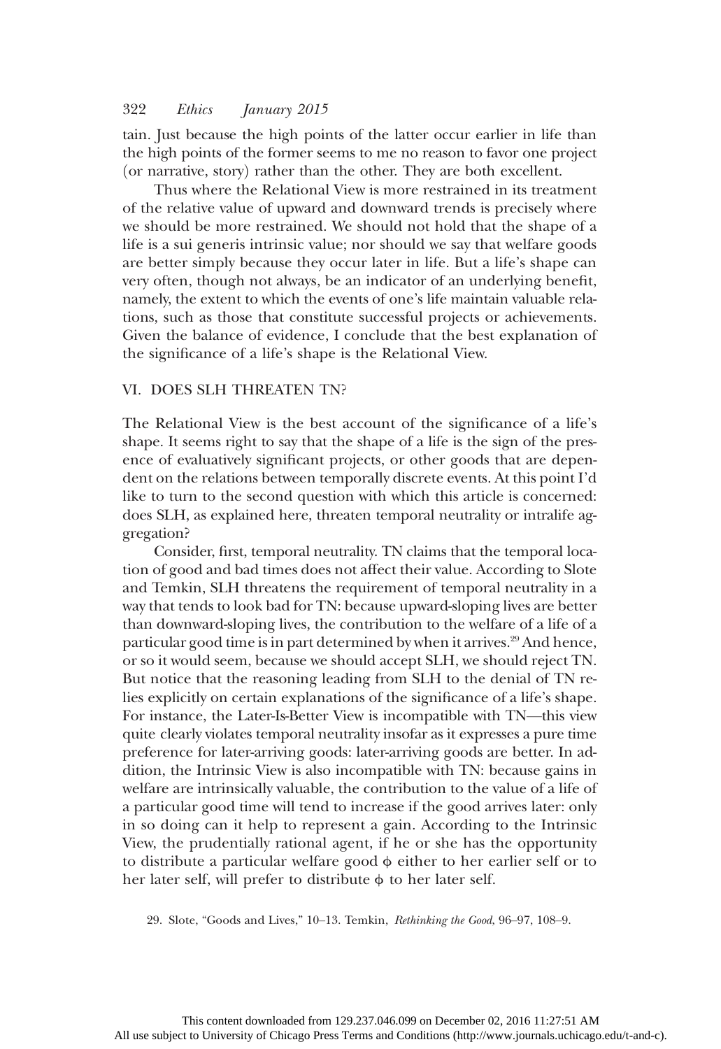tain. Just because the high points of the latter occur earlier in life than the high points of the former seems to me no reason to favor one project (or narrative, story) rather than the other. They are both excellent.

Thus where the Relational View is more restrained in its treatment of the relative value of upward and downward trends is precisely where we should be more restrained. We should not hold that the shape of a life is a sui generis intrinsic value; nor should we say that welfare goods are better simply because they occur later in life. But a life's shape can very often, though not always, be an indicator of an underlying benefit, namely, the extent to which the events of one's life maintain valuable relations, such as those that constitute successful projects or achievements. Given the balance of evidence, I conclude that the best explanation of the significance of a life's shape is the Relational View.

## VI. DOES SLH THREATEN TN?

The Relational View is the best account of the significance of a life's shape. It seems right to say that the shape of a life is the sign of the presence of evaluatively significant projects, or other goods that are dependent on the relations between temporally discrete events. At this point I'd like to turn to the second question with which this article is concerned: does SLH, as explained here, threaten temporal neutrality or intralife aggregation?

Consider, first, temporal neutrality. TN claims that the temporal location of good and bad times does not affect their value. According to Slote and Temkin, SLH threatens the requirement of temporal neutrality in a way that tends to look bad for TN: because upward-sloping lives are better than downward-sloping lives, the contribution to the welfare of a life of a particular good time is in part determined by when it arrives.[29] And hence, or so it would seem, because we should accept SLH, we should reject TN. But notice that the reasoning leading from SLH to the denial of TN relies explicitly on certain explanations of the significance of a life's shape. For instance, the Later-Is-Better View is incompatible with TN—this view quite clearly violates temporal neutrality insofar as it expresses a pure time preference for later-arriving goods: later-arriving goods are better. In addition, the Intrinsic View is also incompatible with TN: because gains in welfare are intrinsically valuable, the contribution to the value of a life of a particular good time will tend to increase if the good arrives later: only in so doing can it help to represent a gain. According to the Intrinsic View, the prudentially rational agent, if he or she has the opportunity to distribute a particular welfare good $\phi$ either to her earlier self or to her later self, will prefer to distribute $\phi$ to her later self.

29. Slote, "Goods and Lives," 10–13. Temkin, *Rethinking the Good*, 96–97, 108–9.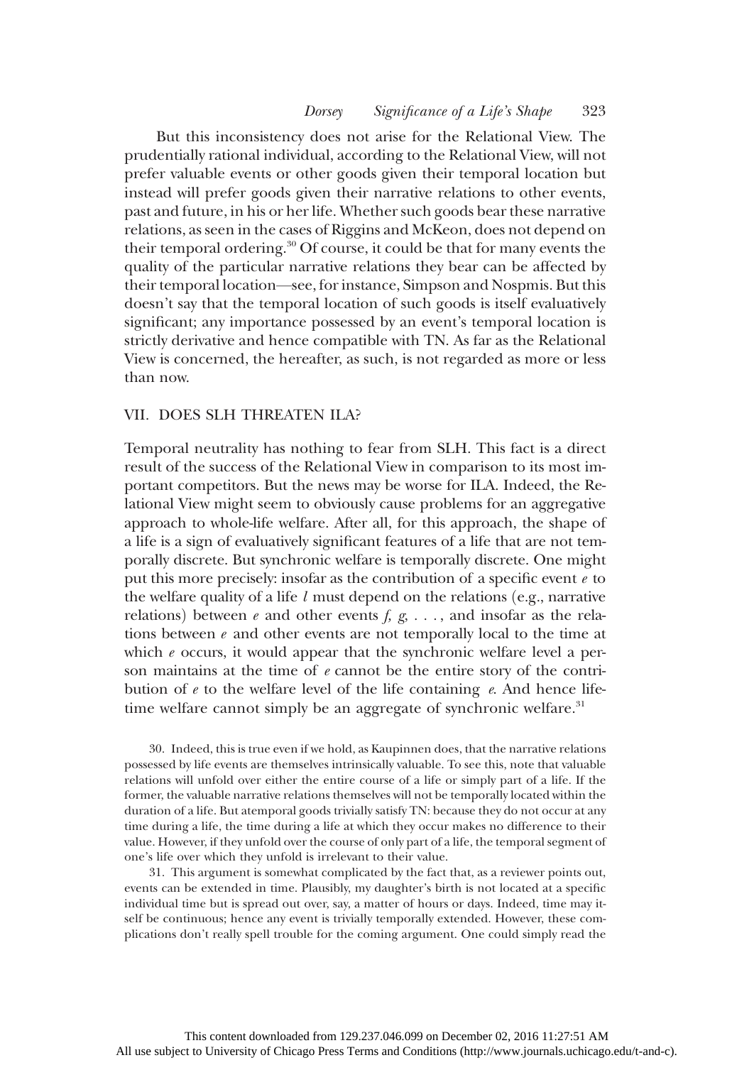But this inconsistency does not arise for the Relational View. The prudentially rational individual, according to the Relational View, will not prefer valuable events or other goods given their temporal location but instead will prefer goods given their narrative relations to other events, past and future, in his or her life. Whether such goods bear these narrative relations, as seen in the cases of Riggins and McKeon, does not depend on their temporal ordering.[30] Of course, it could be that for many events the quality of the particular narrative relations they bear can be affected by their temporal location—see, for instance, Simpson and Nospmis. But this doesn't say that the temporal location of such goods is itself evaluatively significant; any importance possessed by an event's temporal location is strictly derivative and hence compatible with TN. As far as the Relational View is concerned, the hereafter, as such, is not regarded as more or less than now.

## VII. DOES SLH THREATEN ILA?

Temporal neutrality has nothing to fear from SLH. This fact is a direct result of the success of the Relational View in comparison to its most important competitors. But the news may be worse for ILA. Indeed, the Relational View might seem to obviously cause problems for an aggregative approach to whole-life welfare. After all, for this approach, the shape of a life is a sign of evaluatively significant features of a life that are not temporally discrete. But synchronic welfare is temporally discrete. One might put this more precisely: insofar as the contribution of a specific event $e$ to the welfare quality of a life $l$ must depend on the relations (e.g., narrative relations) between $e$ and other events $f, g, \ldots$, and insofar as the relations between $e$ and other events are not temporally local to the time at which $e$ occurs, it would appear that the synchronic welfare level a person maintains at the time of $e$ cannot be the entire story of the contribution of $e$ to the welfare level of the life containing $e$. And hence lifetime welfare cannot simply be an aggregate of synchronic welfare.[31]

30. Indeed, this is true even if we hold, as Kaupinnen does, that the narrative relations possessed by life events are themselves intrinsically valuable. To see this, note that valuable relations will unfold over either the entire course of a life or simply part of a life. If the former, the valuable narrative relations themselves will not be temporally located within the duration of a life. But atemporal goods trivially satisfy TN: because they do not occur at any time during a life, the time during a life at which they occur makes no difference to their value. However, if they unfold over the course of only part of a life, the temporal segment of one's life over which they unfold is irrelevant to their value.

31. This argument is somewhat complicated by the fact that, as a reviewer points out, events can be extended in time. Plausibly, my daughter's birth is not located at a specific individual time but is spread out over, say, a matter of hours or days. Indeed, time may itself be continuous; hence any event is trivially temporally extended. However, these complications don't really spell trouble for the coming argument. One could simply read the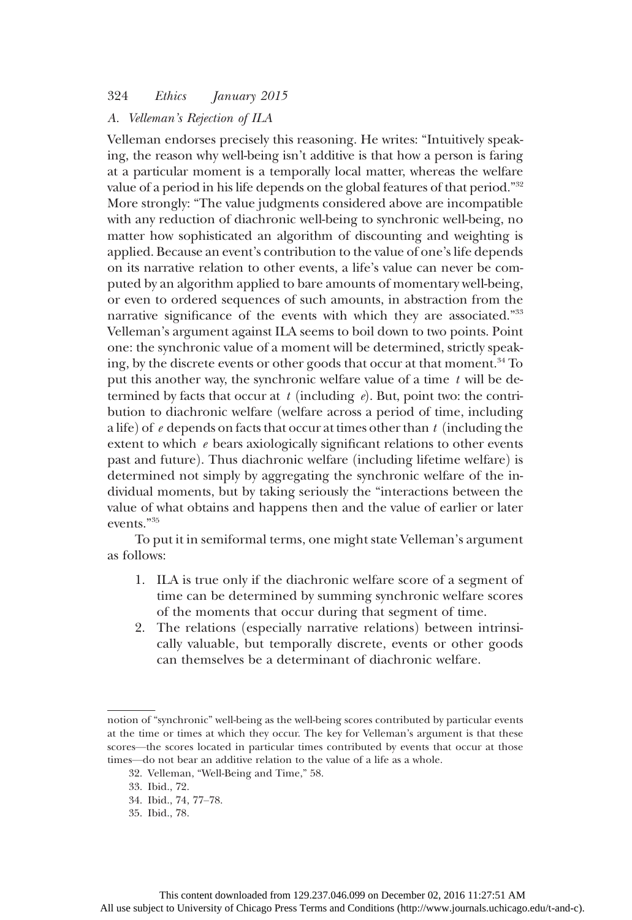### A. Velleman's Rejection of ILA

Velleman endorses precisely this reasoning. He writes: "Intuitively speaking, the reason why well-being isn't additive is that how a person is faring at a particular moment is a temporally local matter, whereas the welfare value of a period in his life depends on the global features of that period."[32] More strongly: "The value judgments considered above are incompatible with any reduction of diachronic well-being to synchronic well-being, no matter how sophisticated an algorithm of discounting and weighting is applied. Because an event's contribution to the value of one's life depends on its narrative relation to other events, a life's value can never be computed by an algorithm applied to bare amounts of momentary well-being, or even to ordered sequences of such amounts, in abstraction from the narrative significance of the events with which they are associated."[33] Velleman's argument against ILA seems to boil down to two points. Point one: the synchronic value of a moment will be determined, strictly speaking, by the discrete events or other goods that occur at that moment.[34] To put this another way, the synchronic welfare value of a time $t$ will be determined by facts that occur at $t$ (including $e$). But, point two: the contribution to diachronic welfare (welfare across a period of time, including a life) of $e$ depends on facts that occur at times other than $t$ (including the extent to which $e$ bears axiologically significant relations to other events past and future). Thus diachronic welfare (including lifetime welfare) is determined not simply by aggregating the synchronic welfare of the individual moments, but by taking seriously the "interactions between the value of what obtains and happens then and the value of earlier or later events."[35]

To put it in semiformal terms, one might state Velleman's argument as follows:

1. ILA is true only if the diachronic welfare score of a segment of time can be determined by summing synchronic welfare scores of the moments that occur during that segment of time.
2. The relations (especially narrative relations) between intrinsically valuable, but temporally discrete, events or other goods can themselves be a determinant of diachronic welfare.

---

notion of "synchronic" well-being as the well-being scores contributed by particular events at the time or times at which they occur. The key for Velleman's argument is that these scores—the scores located in particular times contributed by events that occur at those times—do not bear an additive relation to the value of a life as a whole.

32. Velleman, "Well-Being and Time," 58.

33. Ibid., 72.

34. Ibid., 74, 77–78.

35. Ibid., 78.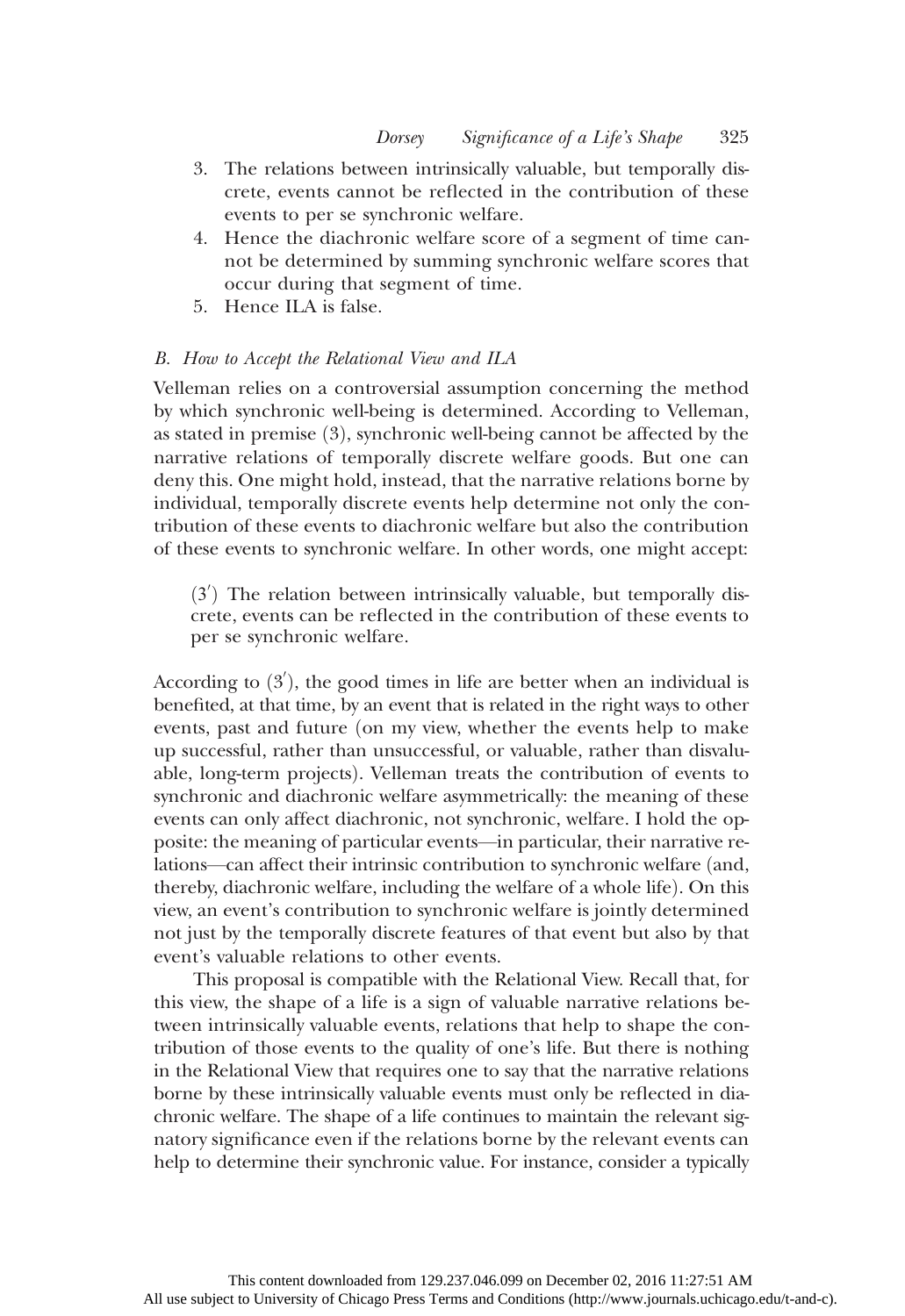3. The relations between intrinsically valuable, but temporally discrete, events cannot be reflected in the contribution of these events to per se synchronic welfare.
4. Hence the diachronic welfare score of a segment of time cannot be determined by summing synchronic welfare scores that occur during that segment of time.
5. Hence ILA is false.

### *B. How to Accept the Relational View and ILA*

Velleman relies on a controversial assumption concerning the method by which synchronic well-being is determined. According to Velleman, as stated in premise (3), synchronic well-being cannot be affected by the narrative relations of temporally discrete welfare goods. But one can deny this. One might hold, instead, that the narrative relations borne by individual, temporally discrete events help determine not only the contribution of these events to diachronic welfare but also the contribution of these events to synchronic welfare. In other words, one might accept:

> (3′) The relation between intrinsically valuable, but temporally discrete, events can be reflected in the contribution of these events to per se synchronic welfare.

According to (3′), the good times in life are better when an individual is benefited, at that time, by an event that is related in the right ways to other events, past and future (on my view, whether the events help to make up successful, rather than unsuccessful, or valuable, rather than disvaluable, long-term projects). Velleman treats the contribution of events to synchronic and diachronic welfare asymmetrically: the meaning of these events can only affect diachronic, not synchronic, welfare. I hold the opposite: the meaning of particular events—in particular, their narrative relations—can affect their intrinsic contribution to synchronic welfare (and, thereby, diachronic welfare, including the welfare of a whole life). On this view, an event's contribution to synchronic welfare is jointly determined not just by the temporally discrete features of that event but also by that event's valuable relations to other events.

This proposal is compatible with the Relational View. Recall that, for this view, the shape of a life is a sign of valuable narrative relations between intrinsically valuable events, relations that help to shape the contribution of those events to the quality of one's life. But there is nothing in the Relational View that requires one to say that the narrative relations borne by these intrinsically valuable events must only be reflected in diachronic welfare. The shape of a life continues to maintain the relevant signatory significance even if the relations borne by the relevant events can help to determine their synchronic value. For instance, consider a typically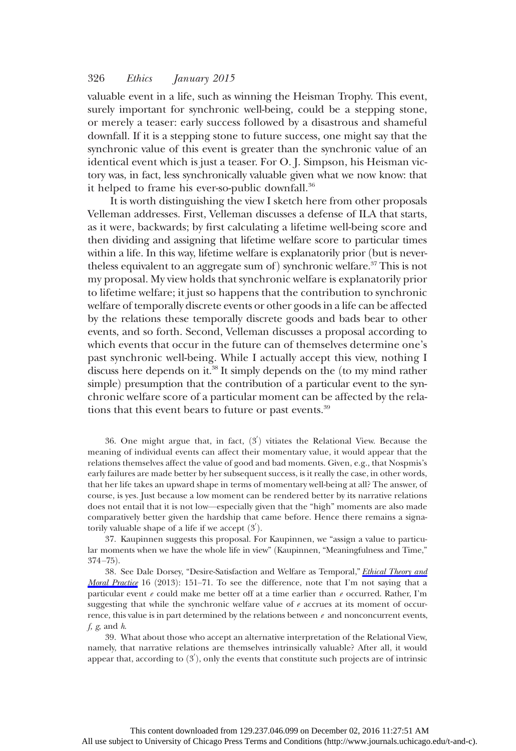valuable event in a life, such as winning the Heisman Trophy. This event, surely important for synchronic well-being, could be a stepping stone, or merely a teaser: early success followed by a disastrous and shameful downfall. If it is a stepping stone to future success, one might say that the synchronic value of this event is greater than the synchronic value of an identical event which is just a teaser. For O. J. Simpson, his Heisman victory was, in fact, less synchronically valuable given what we now know: that it helped to frame his ever-so-public downfall.[36]

It is worth distinguishing the view I sketch here from other proposals Velleman addresses. First, Velleman discusses a defense of ILA that starts, as it were, backwards; by first calculating a lifetime well-being score and then dividing and assigning that lifetime welfare score to particular times within a life. In this way, lifetime welfare is explanatorily prior (but is nevertheless equivalent to an aggregate sum of) synchronic welfare.[37] This is not my proposal. My view holds that synchronic welfare is explanatorily prior to lifetime welfare; it just so happens that the contribution to synchronic welfare of temporally discrete events or other goods in a life can be affected by the relations these temporally discrete goods and bads bear to other events, and so forth. Second, Velleman discusses a proposal according to which events that occur in the future can of themselves determine one's past synchronic well-being. While I actually accept this view, nothing I discuss here depends on it.[38] It simply depends on the (to my mind rather simple) presumption that the contribution of a particular event to the synchronic welfare score of a particular moment can be affected by the relations that this event bears to future or past events.[39]

36. One might argue that, in fact, (3′) vitiates the Relational View. Because the meaning of individual events can affect their momentary value, it would appear that the relations themselves affect the value of good and bad moments. Given, e.g., that Nospmis's early failures are made better by her subsequent success, is it really the case, in other words, that her life takes an upward shape in terms of momentary well-being at all? The answer, of course, is yes. Just because a low moment can be rendered better by its narrative relations does not entail that it is not low—especially given that the "high" moments are also made comparatively better given the hardship that came before. Hence there remains a signatorily valuable shape of a life if we accept (3′).

37. Kaupinnen suggests this proposal. For Kaupinnen, we "assign a value to particular moments when we have the whole life in view" (Kaupinnen, "Meaningfulness and Time," 374–75).

38. See Dale Dorsey, "Desire-Satisfaction and Welfare as Temporal," *Ethical Theory and Moral Practice* 16 (2013): 151–71. To see the difference, note that I'm not saying that a particular event *e* could make me better off at a time earlier than *e* occurred. Rather, I'm suggesting that while the synchronic welfare value of *e* accrues at its moment of occurrence, this value is in part determined by the relations between *e* and nonconcurrent events, *f*, *g*, and *h*.

39. What about those who accept an alternative interpretation of the Relational View, namely, that narrative relations are themselves intrinsically valuable? After all, it would appear that, according to (3′), only the events that constitute such projects are of intrinsic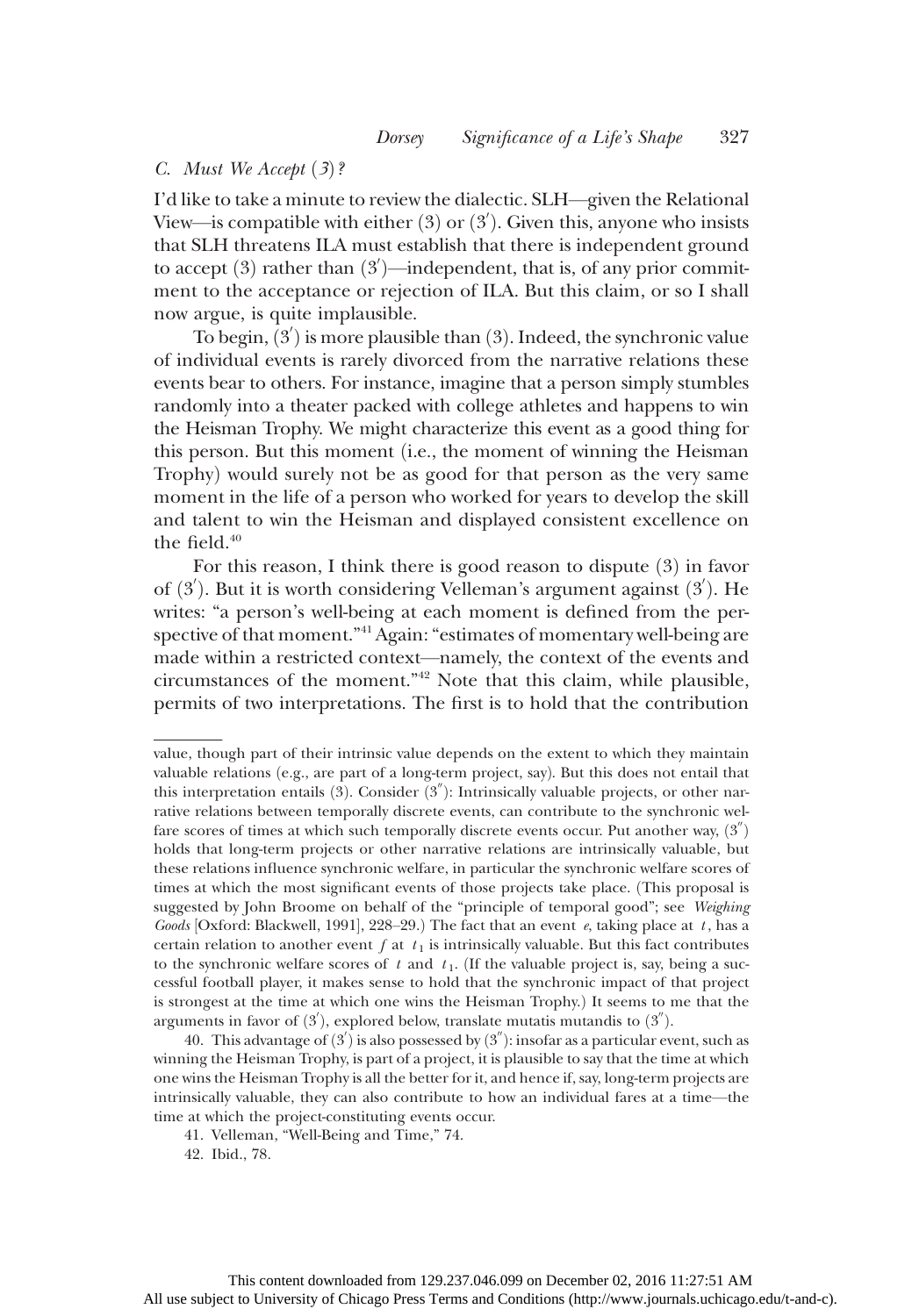### C. *Must We Accept (3)?*

I'd like to take a minute to review the dialectic. SLH—given the Relational View—is compatible with either (3) or (3′). Given this, anyone who insists that SLH threatens ILA must establish that there is independent ground to accept (3) rather than (3′)—independent, that is, of any prior commitment to the acceptance or rejection of ILA. But this claim, or so I shall now argue, is quite implausible.

To begin, (3′) is more plausible than (3). Indeed, the synchronic value of individual events is rarely divorced from the narrative relations these events bear to others. For instance, imagine that a person simply stumbles randomly into a theater packed with college athletes and happens to win the Heisman Trophy. We might characterize this event as a good thing for this person. But this moment (i.e., the moment of winning the Heisman Trophy) would surely not be as good for that person as the very same moment in the life of a person who worked for years to develop the skill and talent to win the Heisman and displayed consistent excellence on the field.[40]

For this reason, I think there is good reason to dispute (3) in favor of (3′). But it is worth considering Velleman's argument against (3′). He writes: "a person's well-being at each moment is defined from the perspective of that moment."[41] Again: "estimates of momentary well-being are made within a restricted context—namely, the context of the events and circumstances of the moment."[42] Note that this claim, while plausible, permits of two interpretations. The first is to hold that the contribution

---

value, though part of their intrinsic value depends on the extent to which they maintain valuable relations (e.g., are part of a long-term project, say). But this does not entail that this interpretation entails (3). Consider (3″): Intrinsically valuable projects, or other narrative relations between temporally discrete events, can contribute to the synchronic welfare scores of times at which such temporally discrete events occur. Put another way, (3″) holds that long-term projects or other narrative relations are intrinsically valuable, but these relations influence synchronic welfare, in particular the synchronic welfare scores of times at which the most significant events of those projects take place. (This proposal is suggested by John Broome on behalf of the "principle of temporal good"; see *Weighing Goods* [Oxford: Blackwell, 1991], 228–29.) The fact that an event *e*, taking place at *t*, has a certain relation to another event *f* at $t_1$ is intrinsically valuable. But this fact contributes to the synchronic welfare scores of *t* and $t_1$. (If the valuable project is, say, being a successful football player, it makes sense to hold that the synchronic impact of that project is strongest at the time at which one wins the Heisman Trophy.) It seems to me that the arguments in favor of (3′), explored below, translate mutatis mutandis to (3″).

40. This advantage of (3′) is also possessed by (3″): insofar as a particular event, such as winning the Heisman Trophy, is part of a project, it is plausible to say that the time at which one wins the Heisman Trophy is all the better for it, and hence if, say, long-term projects are intrinsically valuable, they can also contribute to how an individual fares at a time—the time at which the project-constituting events occur.

41. Velleman, "Well-Being and Time," 74.

42. Ibid., 78.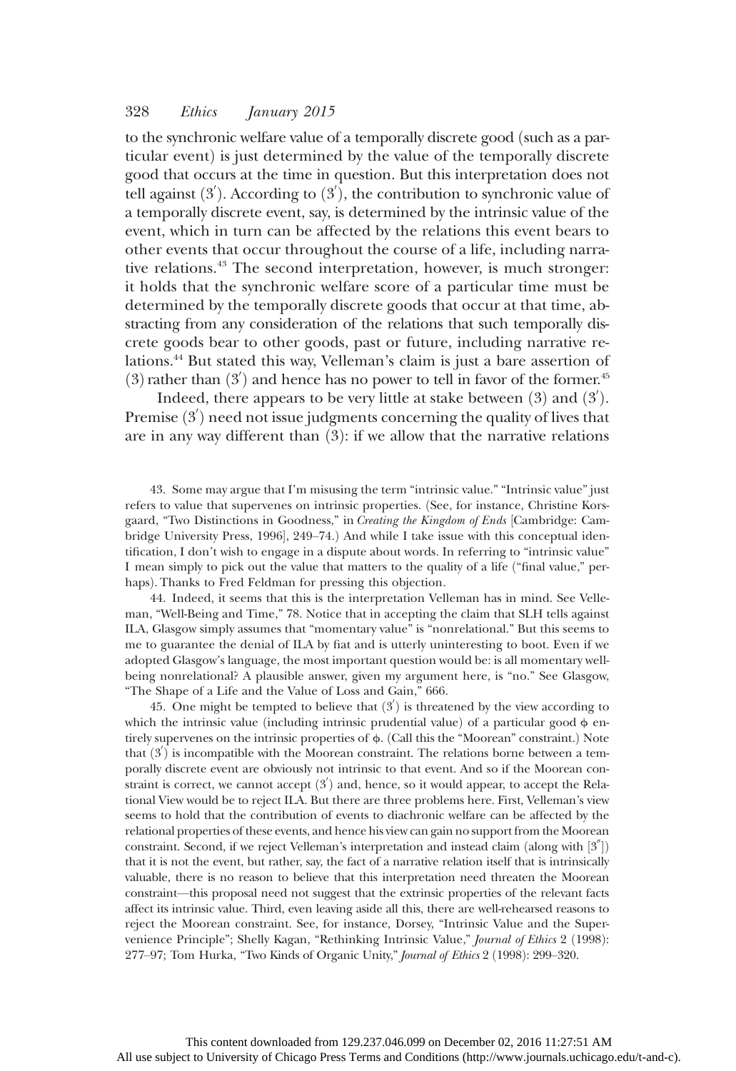to the synchronic welfare value of a temporally discrete good (such as a particular event) is just determined by the value of the temporally discrete good that occurs at the time in question. But this interpretation does not tell against (3′). According to (3′), the contribution to synchronic value of a temporally discrete event, say, is determined by the intrinsic value of the event, which in turn can be affected by the relations this event bears to other events that occur throughout the course of a life, including narrative relations.[43] The second interpretation, however, is much stronger: it holds that the synchronic welfare score of a particular time must be determined by the temporally discrete goods that occur at that time, abstracting from any consideration of the relations that such temporally discrete goods bear to other goods, past or future, including narrative relations.[44] But stated this way, Velleman's claim is just a bare assertion of (3) rather than (3′) and hence has no power to tell in favor of the former.[45]

Indeed, there appears to be very little at stake between (3) and (3′). Premise (3′) need not issue judgments concerning the quality of lives that are in any way different than (3): if we allow that the narrative relations

43. Some may argue that I'm misusing the term "intrinsic value." "Intrinsic value" just refers to value that supervenes on intrinsic properties. (See, for instance, Christine Korsgaard, "Two Distinctions in Goodness," in *Creating the Kingdom of Ends* [Cambridge: Cambridge University Press, 1996], 249–74.) And while I take issue with this conceptual identification, I don't wish to engage in a dispute about words. In referring to "intrinsic value" I mean simply to pick out the value that matters to the quality of a life ("final value," perhaps). Thanks to Fred Feldman for pressing this objection.

44. Indeed, it seems that this is the interpretation Velleman has in mind. See Velleman, "Well-Being and Time," 78. Notice that in accepting the claim that SLH tells against ILA, Glasgow simply assumes that "momentary value" is "nonrelational." But this seems to me to guarantee the denial of ILA by fiat and is utterly uninteresting to boot. Even if we adopted Glasgow's language, the most important question would be: is all momentary well-being nonrelational? A plausible answer, given my argument here, is "no." See Glasgow, "The Shape of a Life and the Value of Loss and Gain," 666.

45. One might be tempted to believe that (3′) is threatened by the view according to which the intrinsic value (including intrinsic prudential value) of a particular good $\phi$ entirely supervenes on the intrinsic properties of $\phi$. (Call this the "Moorean" constraint.) Note that (3′) is incompatible with the Moorean constraint. The relations borne between a temporally discrete event are obviously not intrinsic to that event. And so if the Moorean constraint is correct, we cannot accept (3′) and, hence, so it would appear, to accept the Relational View would be to reject ILA. But there are three problems here. First, Velleman's view seems to hold that the contribution of events to diachronic welfare can be affected by the relational properties of these events, and hence his view can gain no support from the Moorean constraint. Second, if we reject Velleman's interpretation and instead claim (along with [3″]) that it is not the event, but rather, say, the fact of a narrative relation itself that is intrinsically valuable, there is no reason to believe that this interpretation need threaten the Moorean constraint—this proposal need not suggest that the extrinsic properties of the relevant facts affect its intrinsic value. Third, even leaving aside all this, there are well-rehearsed reasons to reject the Moorean constraint. See, for instance, Dorsey, "Intrinsic Value and the Supervenience Principle"; Shelly Kagan, "Rethinking Intrinsic Value," *Journal of Ethics* 2 (1998): 277–97; Tom Hurka, "Two Kinds of Organic Unity," *Journal of Ethics* 2 (1998): 299–320.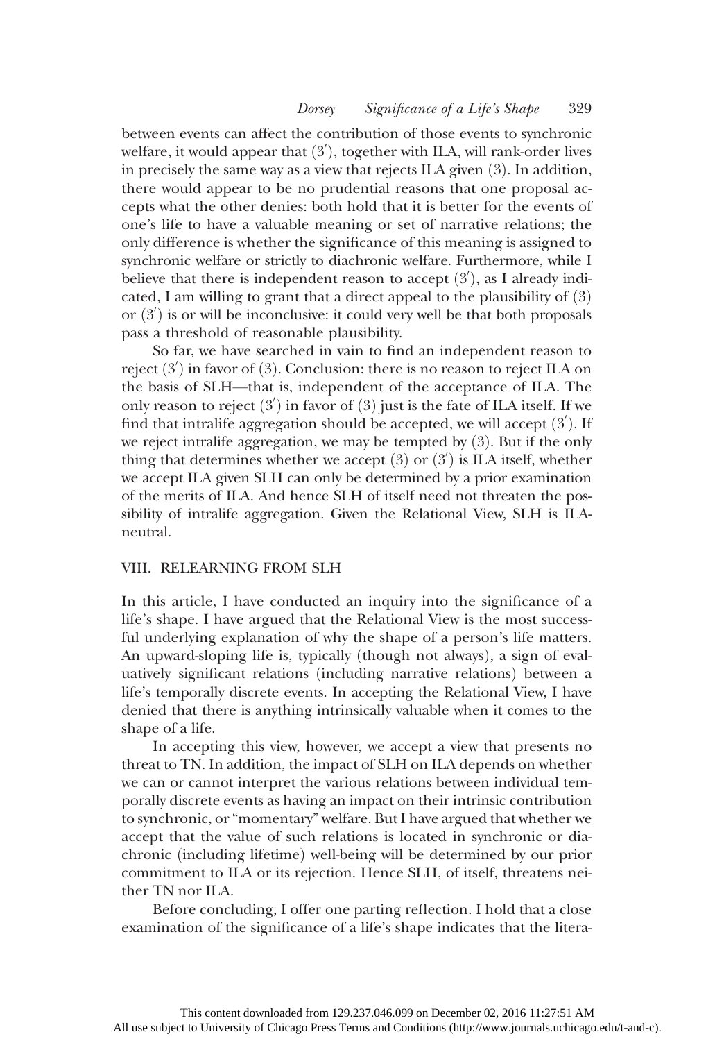between events can affect the contribution of those events to synchronic welfare, it would appear that (3′), together with ILA, will rank-order lives in precisely the same way as a view that rejects ILA given (3). In addition, there would appear to be no prudential reasons that one proposal accepts what the other denies: both hold that it is better for the events of one's life to have a valuable meaning or set of narrative relations; the only difference is whether the significance of this meaning is assigned to synchronic welfare or strictly to diachronic welfare. Furthermore, while I believe that there is independent reason to accept (3′), as I already indicated, I am willing to grant that a direct appeal to the plausibility of (3) or (3′) is or will be inconclusive: it could very well be that both proposals pass a threshold of reasonable plausibility.

So far, we have searched in vain to find an independent reason to reject (3′) in favor of (3). Conclusion: there is no reason to reject ILA on the basis of SLH—that is, independent of the acceptance of ILA. The only reason to reject (3′) in favor of (3) just is the fate of ILA itself. If we find that intralife aggregation should be accepted, we will accept (3′). If we reject intralife aggregation, we may be tempted by (3). But if the only thing that determines whether we accept (3) or (3′) is ILA itself, whether we accept ILA given SLH can only be determined by a prior examination of the merits of ILA. And hence SLH of itself need not threaten the possibility of intralife aggregation. Given the Relational View, SLH is ILA-neutral.

## VIII. RELEARNING FROM SLH

In this article, I have conducted an inquiry into the significance of a life's shape. I have argued that the Relational View is the most successful underlying explanation of why the shape of a person's life matters. An upward-sloping life is, typically (though not always), a sign of evaluatively significant relations (including narrative relations) between a life's temporally discrete events. In accepting the Relational View, I have denied that there is anything intrinsically valuable when it comes to the shape of a life.

In accepting this view, however, we accept a view that presents no threat to TN. In addition, the impact of SLH on ILA depends on whether we can or cannot interpret the various relations between individual temporally discrete events as having an impact on their intrinsic contribution to synchronic, or "momentary" welfare. But I have argued that whether we accept that the value of such relations is located in synchronic or diachronic (including lifetime) well-being will be determined by our prior commitment to ILA or its rejection. Hence SLH, of itself, threatens neither TN nor ILA.

Before concluding, I offer one parting reflection. I hold that a close examination of the significance of a life's shape indicates that the litera-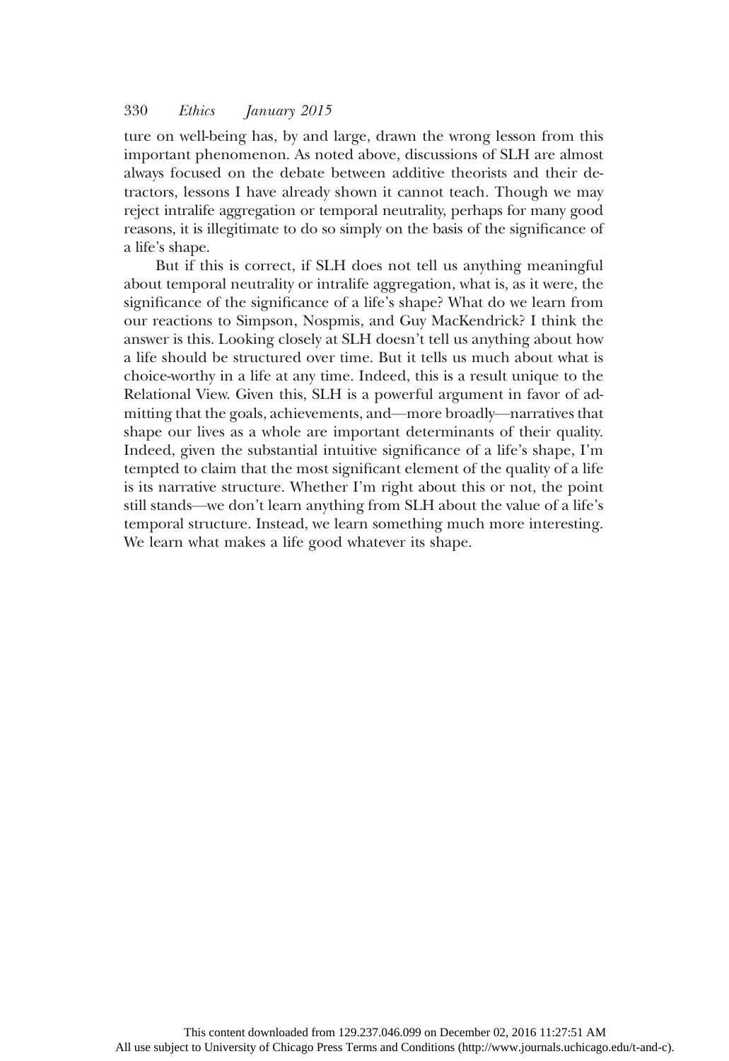ture on well-being has, by and large, drawn the wrong lesson from this important phenomenon. As noted above, discussions of SLH are almost always focused on the debate between additive theorists and their detractors, lessons I have already shown it cannot teach. Though we may reject intralife aggregation or temporal neutrality, perhaps for many good reasons, it is illegitimate to do so simply on the basis of the significance of a life's shape.

But if this is correct, if SLH does not tell us anything meaningful about temporal neutrality or intralife aggregation, what is, as it were, the significance of the significance of a life's shape? What do we learn from our reactions to Simpson, Nospmis, and Guy MacKendrick? I think the answer is this. Looking closely at SLH doesn't tell us anything about how a life should be structured over time. But it tells us much about what is choice-worthy in a life at any time. Indeed, this is a result unique to the Relational View. Given this, SLH is a powerful argument in favor of admitting that the goals, achievements, and—more broadly—narratives that shape our lives as a whole are important determinants of their quality. Indeed, given the substantial intuitive significance of a life's shape, I'm tempted to claim that the most significant element of the quality of a life is its narrative structure. Whether I'm right about this or not, the point still stands—we don't learn anything from SLH about the value of a life's temporal structure. Instead, we learn something much more interesting. We learn what makes a life good whatever its shape.